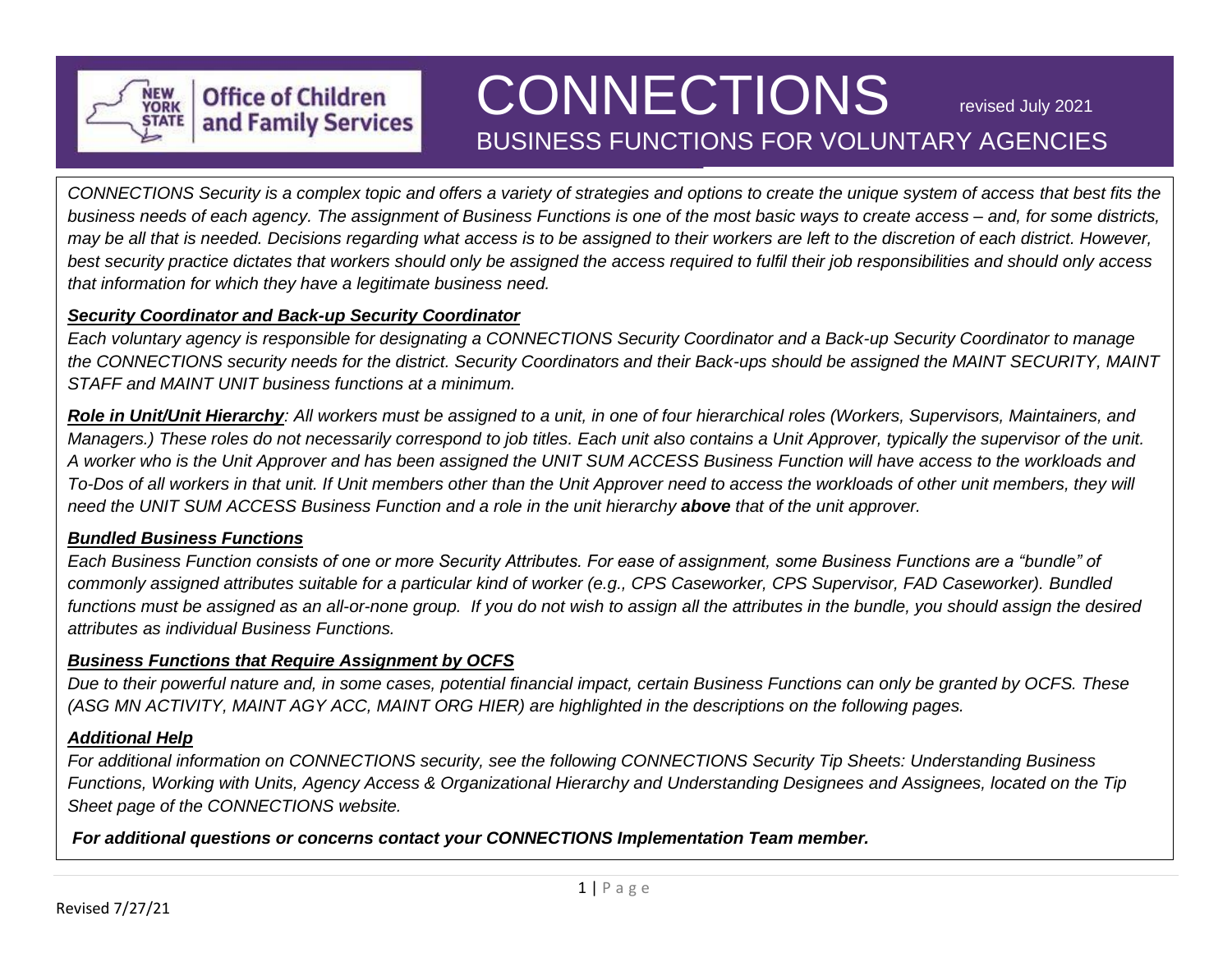# CONNECTIONS

revised July 2021

## BUSINESS FUNCTIONS FOR VOLUNTARY AGENCIES

*CONNECTIONS Security is a complex topic and offers a variety of strategies and options to create the unique system of access that best fits the business needs of each agency. The assignment of Business Functions is one of the most basic ways to create access – and, for some districts, may be all that is needed. Decisions regarding what access is to be assigned to their workers are left to the discretion of each district. However, best security practice dictates that workers should only be assigned the access required to fulfil their job responsibilities and should only access that information for which they have a legitimate business need.*

***Security Coordinator and Back-up Security Coordinator***

*Each voluntary agency is responsible for designating a CONNECTIONS Security Coordinator and a Back-up Security Coordinator to manage the CONNECTIONS security needs for the district. Security Coordinators and their Back-ups should be assigned the MAINT SECURITY, MAINT STAFF and MAINT UNIT business functions at a minimum.*

***Role in Unit/Unit Hierarchy****: All workers must be assigned to a unit, in one of four hierarchical roles (Workers, Supervisors, Maintainers, and Managers.) These roles do not necessarily correspond to job titles. Each unit also contains a Unit Approver, typically the supervisor of the unit. A worker who is the Unit Approver and has been assigned the UNIT SUM ACCESS Business Function will have access to the workloads and To-Dos of all workers in that unit. If Unit members other than the Unit Approver need to access the workloads of other unit members, they will need the UNIT SUM ACCESS Business Function and a role in the unit hierarchy* ***above*** *that of the unit approver.*

***Bundled Business Functions***

*Each Business Function consists of one or more Security Attributes. For ease of assignment, some Business Functions are a "bundle" of commonly assigned attributes suitable for a particular kind of worker (e.g., CPS Caseworker, CPS Supervisor, FAD Caseworker). Bundled functions must be assigned as an all-or-none group. If you do not wish to assign all the attributes in the bundle, you should assign the desired attributes as individual Business Functions.*

***Business Functions that Require Assignment by OCFS***

*Due to their powerful nature and, in some cases, potential financial impact, certain Business Functions can only be granted by OCFS. These (ASG MN ACTIVITY, MAINT AGY ACC, MAINT ORG HIER) are highlighted in the descriptions on the following pages.*

***Additional Help***

*For additional information on CONNECTIONS security, see the following CONNECTIONS Security Tip Sheets: Understanding Business Functions, Working with Units, Agency Access & Organizational Hierarchy and Understanding Designees and Assignees, located on the Tip Sheet page of the CONNECTIONS website.*

***For additional questions or concerns contact your CONNECTIONS Implementation Team member.***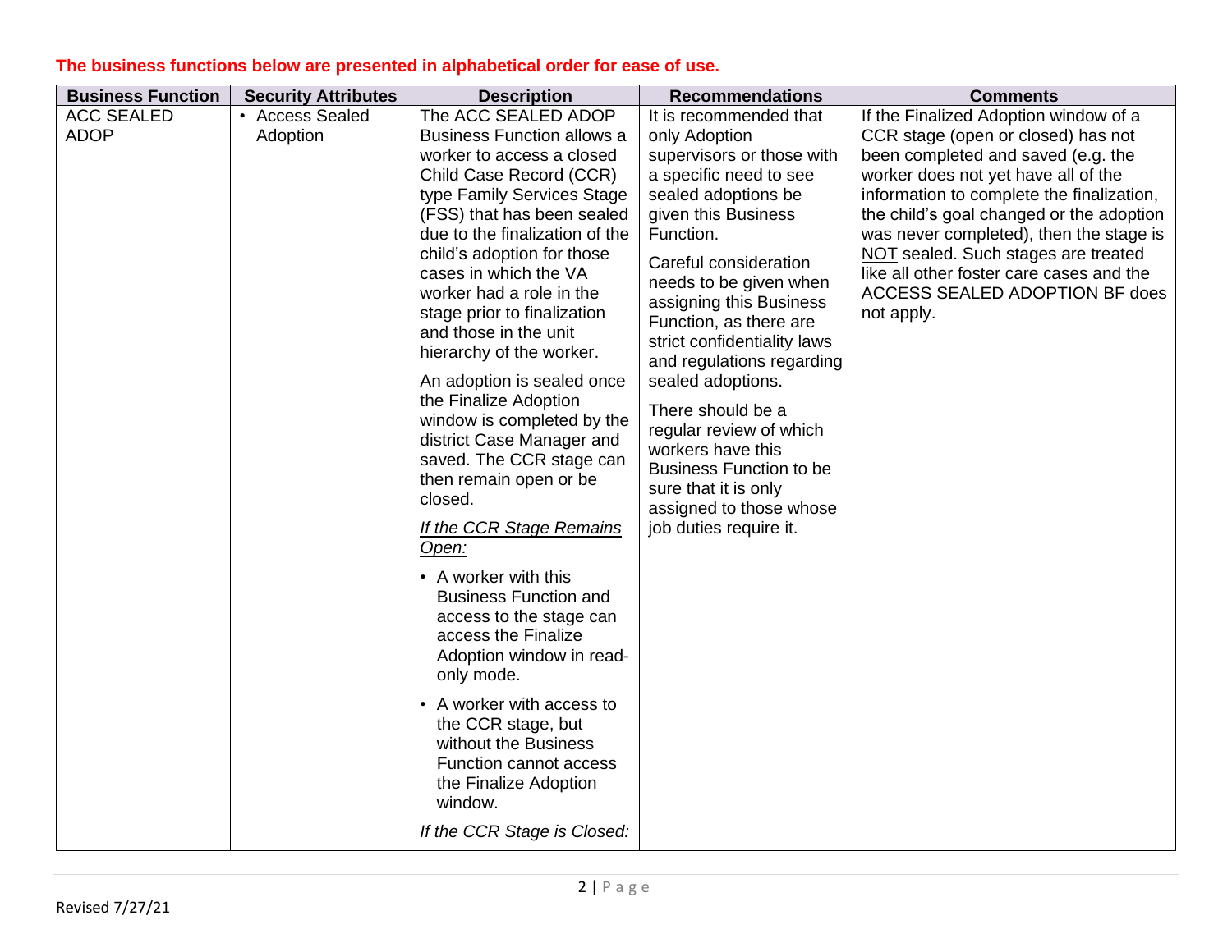**The business functions below are presented in alphabetical order for ease of use.**

| Business Function | Security Attributes | Description | Recommendations | Comments |
|---|---|---|---|---|
| ACC SEALED ADOP | • Access Sealed Adoption | The ACC SEALED ADOP Business Function allows a worker to access a closed Child Case Record (CCR) type Family Services Stage (FSS) that has been sealed due to the finalization of the child's adoption for those cases in which the VA worker had a role in the stage prior to finalization and those in the unit hierarchy of the worker.<br><br>An adoption is sealed once the Finalize Adoption window is completed by the district Case Manager and saved. The CCR stage can then remain open or be closed.<br><br>*If the CCR Stage Remains Open:*<br><br>• A worker with this Business Function and access to the stage can access the Finalize Adoption window in read-only mode.<br><br>• A worker with access to the CCR stage, but without the Business Function cannot access the Finalize Adoption window.<br><br>*If the CCR Stage is Closed:* | It is recommended that only Adoption supervisors or those with a specific need to see sealed adoptions be given this Business Function.<br><br>Careful consideration needs to be given when assigning this Business Function, as there are strict confidentiality laws and regulations regarding sealed adoptions.<br><br>There should be a regular review of which workers have this Business Function to be sure that it is only assigned to those whose job duties require it. | If the Finalized Adoption window of a CCR stage (open or closed) has not been completed and saved (e.g. the worker does not yet have all of the information to complete the finalization, the child's goal changed or the adoption was never completed), then the stage is NOT sealed. Such stages are treated like all other foster care cases and the ACCESS SEALED ADOPTION BF does not apply. |

Revised 7/27/21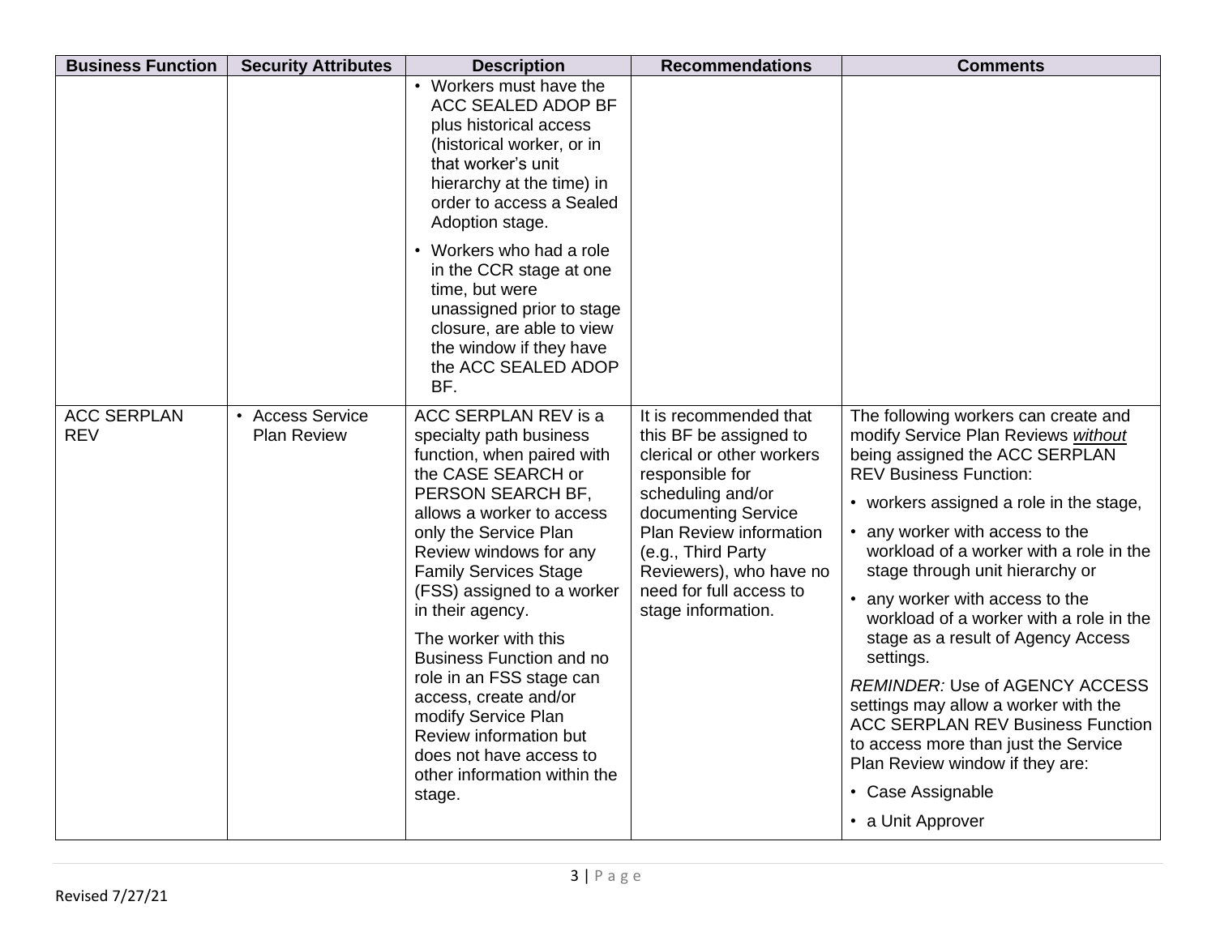| Business Function | Security Attributes | Description | Recommendations | Comments |
|---|---|---|---|---|
| | | • Workers must have the ACC SEALED ADOP BF plus historical access (historical worker, or in that worker's unit hierarchy at the time) in order to access a Sealed Adoption stage.<br>• Workers who had a role in the CCR stage at one time, but were unassigned prior to stage closure, are able to view the window if they have the ACC SEALED ADOP BF. | | |
| ACC SERPLAN REV | • Access Service Plan Review | ACC SERPLAN REV is a specialty path business function, when paired with the CASE SEARCH or PERSON SEARCH BF, allows a worker to access only the Service Plan Review windows for any Family Services Stage (FSS) assigned to a worker in their agency.<br><br>The worker with this Business Function and no role in an FSS stage can access, create and/or modify Service Plan Review information but does not have access to other information within the stage. | It is recommended that this BF be assigned to clerical or other workers responsible for scheduling and/or documenting Service Plan Review information (e.g., Third Party Reviewers), who have no need for full access to stage information. | The following workers can create and modify Service Plan Reviews ***without*** being assigned the ACC SERPLAN REV Business Function:<br>• workers assigned a role in the stage,<br>• any worker with access to the workload of a worker with a role in the stage through unit hierarchy or<br>• any worker with access to the workload of a worker with a role in the stage as a result of Agency Access settings.<br><br>*REMINDER:* Use of AGENCY ACCESS settings may allow a worker with the ACC SERPLAN REV Business Function to access more than just the Service Plan Review window if they are:<br>• Case Assignable<br>• a Unit Approver |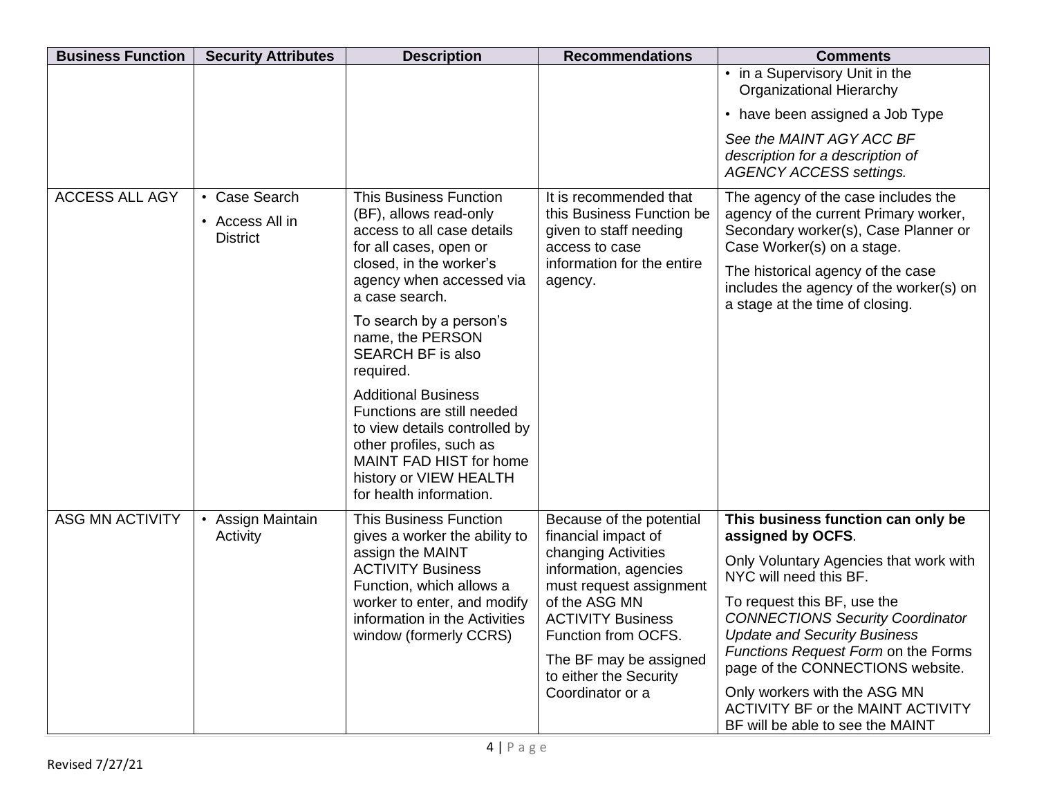| Business Function | Security Attributes | Description | Recommendations | Comments |
|---|---|---|---|---|
| | | | | • in a Supervisory Unit in the Organizational Hierarchy<br>• have been assigned a Job Type<br>*See the MAINT AGY ACC BF description for a description of AGENCY ACCESS settings.* |
| ACCESS ALL AGY | • Case Search<br>• Access All in District | This Business Function (BF), allows read-only access to all case details for all cases, open or closed, in the worker's agency when accessed via a case search.<br>To search by a person's name, the PERSON SEARCH BF is also required.<br>Additional Business Functions are still needed to view details controlled by other profiles, such as MAINT FAD HIST for home history or VIEW HEALTH for health information. | It is recommended that this Business Function be given to staff needing access to case information for the entire agency. | The agency of the case includes the agency of the current Primary worker, Secondary worker(s), Case Planner or Case Worker(s) on a stage.<br>The historical agency of the case includes the agency of the worker(s) on a stage at the time of closing. |
| ASG MN ACTIVITY | • Assign Maintain Activity | This Business Function gives a worker the ability to assign the MAINT ACTIVITY Business Function, which allows a worker to enter, and modify information in the Activities window (formerly CCRS) | Because of the potential financial impact of changing Activities information, agencies must request assignment of the ASG MN ACTIVITY Business Function from OCFS.<br>The BF may be assigned to either the Security Coordinator or a | **This business function can only be assigned by OCFS**.<br>Only Voluntary Agencies that work with NYC will need this BF.<br>To request this BF, use the *CONNECTIONS Security Coordinator Update and Security Business Functions Request Form* on the Forms page of the CONNECTIONS website.<br>Only workers with the ASG MN ACTIVITY BF or the MAINT ACTIVITY BF will be able to see the MAINT |

Revised 7/27/21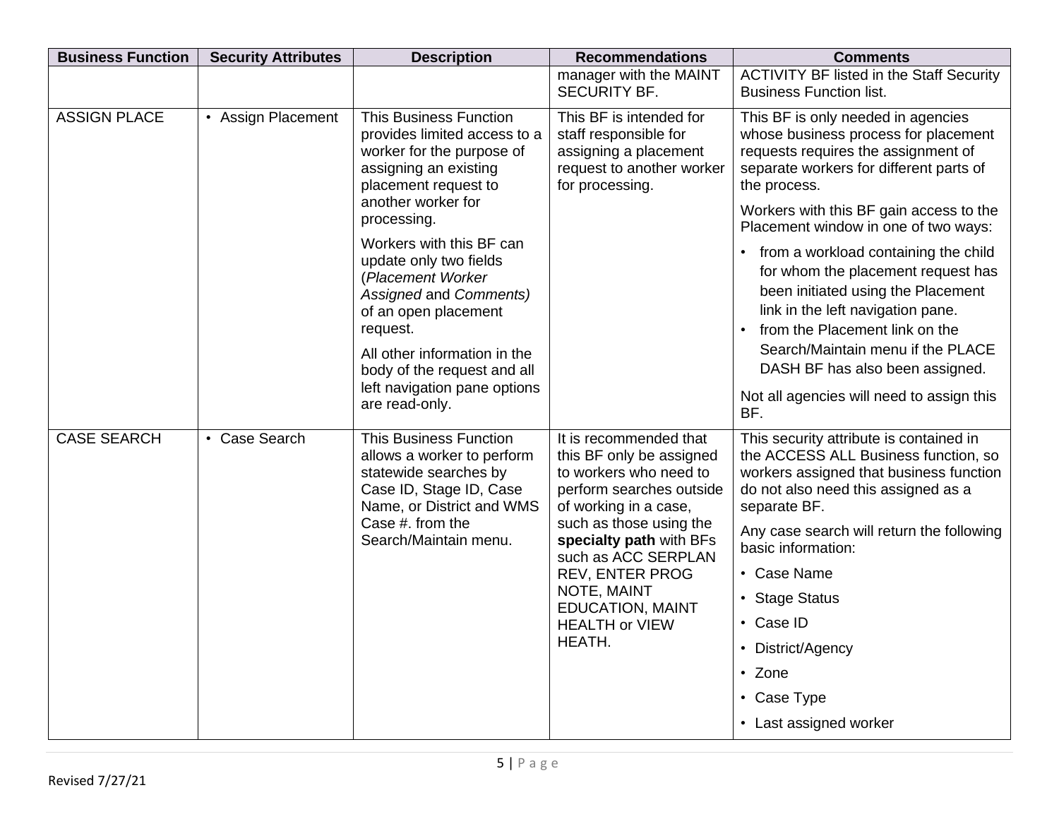| Business Function | Security Attributes | Description | Recommendations | Comments |
|---|---|---|---|---|
| | | | manager with the MAINT SECURITY BF. | ACTIVITY BF listed in the Staff Security Business Function list. |
| ASSIGN PLACE | • Assign Placement | This Business Function provides limited access to a worker for the purpose of assigning an existing placement request to another worker for processing.<br><br>Workers with this BF can update only two fields (*Placement Worker Assigned* and *Comments)* of an open placement request.<br><br>All other information in the body of the request and all left navigation pane options are read-only. | This BF is intended for staff responsible for assigning a placement request to another worker for processing. | This BF is only needed in agencies whose business process for placement requests requires the assignment of separate workers for different parts of the process.<br><br>Workers with this BF gain access to the Placement window in one of two ways:<br>• from a workload containing the child for whom the placement request has been initiated using the Placement link in the left navigation pane.<br>• from the Placement link on the Search/Maintain menu if the PLACE DASH BF has also been assigned.<br><br>Not all agencies will need to assign this BF. |
| CASE SEARCH | • Case Search | This Business Function allows a worker to perform statewide searches by Case ID, Stage ID, Case Name, or District and WMS Case #. from the Search/Maintain menu. | It is recommended that this BF only be assigned to workers who need to perform searches outside of working in a case, such as those using the **specialty path** with BFs such as ACC SERPLAN REV, ENTER PROG NOTE, MAINT EDUCATION, MAINT HEALTH or VIEW HEATH. | This security attribute is contained in the ACCESS ALL Business function, so workers assigned that business function do not also need this assigned as a separate BF.<br><br>Any case search will return the following basic information:<br>• Case Name<br>• Stage Status<br>• Case ID<br>• District/Agency<br>• Zone<br>• Case Type<br>• Last assigned worker |

Revised 7/27/21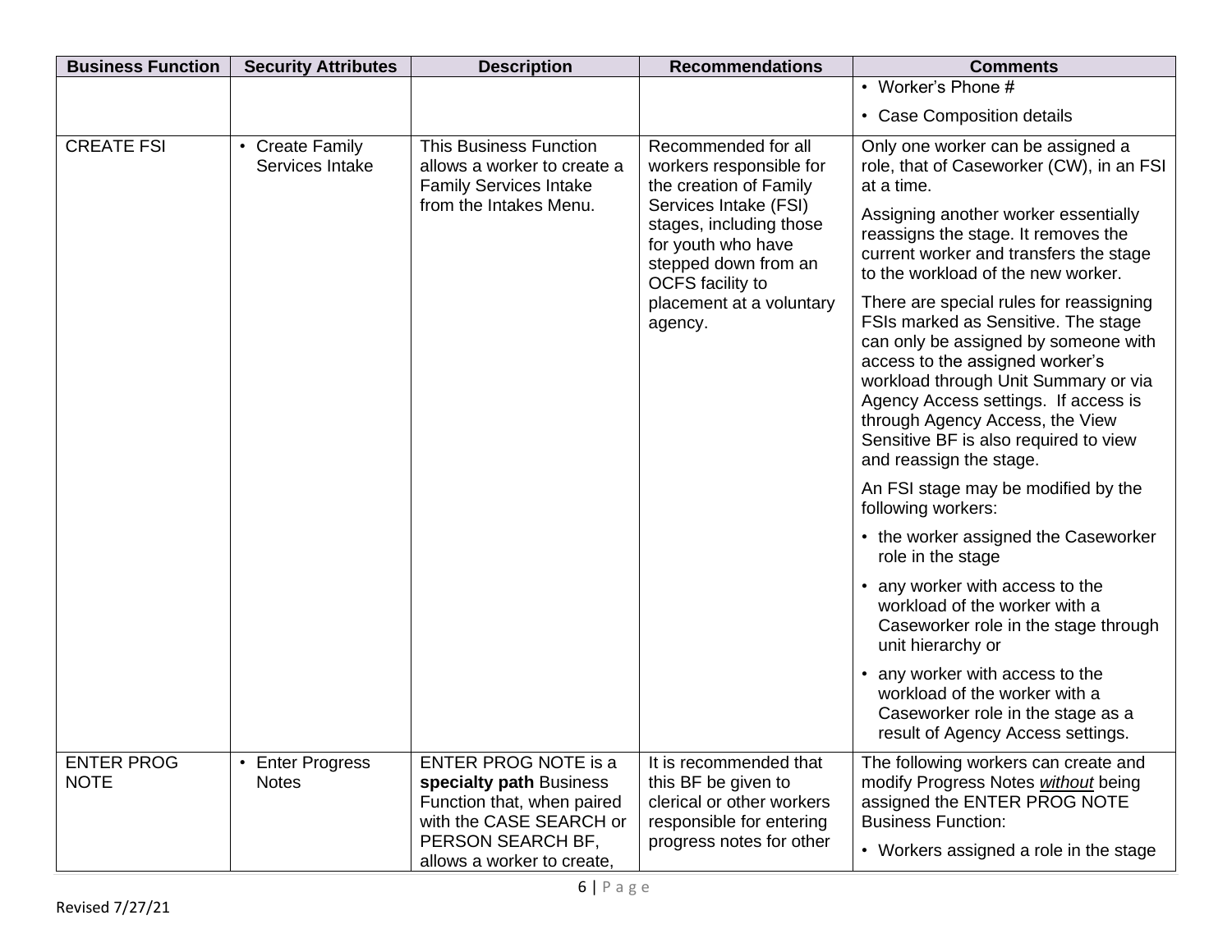| Business Function | Security Attributes | Description | Recommendations | Comments |
|---|---|---|---|---|
| | | | | • Worker's Phone #<br>• Case Composition details |
| CREATE FSI | • Create Family Services Intake | This Business Function allows a worker to create a Family Services Intake from the Intakes Menu. | Recommended for all workers responsible for the creation of Family Services Intake (FSI) stages, including those for youth who have stepped down from an OCFS facility to placement at a voluntary agency. | Only one worker can be assigned a role, that of Caseworker (CW), in an FSI at a time.<br>Assigning another worker essentially reassigns the stage. It removes the current worker and transfers the stage to the workload of the new worker.<br>There are special rules for reassigning FSIs marked as Sensitive. The stage can only be assigned by someone with access to the assigned worker's workload through Unit Summary or via Agency Access settings. If access is through Agency Access, the View Sensitive BF is also required to view and reassign the stage.<br>An FSI stage may be modified by the following workers:<br>• the worker assigned the Caseworker role in the stage<br>• any worker with access to the workload of the worker with a Caseworker role in the stage through unit hierarchy or<br>• any worker with access to the workload of the worker with a Caseworker role in the stage as a result of Agency Access settings. |
| ENTER PROG NOTE | • Enter Progress Notes | ENTER PROG NOTE is a **specialty path** Business Function that, when paired with the CASE SEARCH or PERSON SEARCH BF, allows a worker to create, | It is recommended that this BF be given to clerical or other workers responsible for entering progress notes for other | The following workers can create and modify Progress Notes *without* being assigned the ENTER PROG NOTE Business Function:<br>• Workers assigned a role in the stage |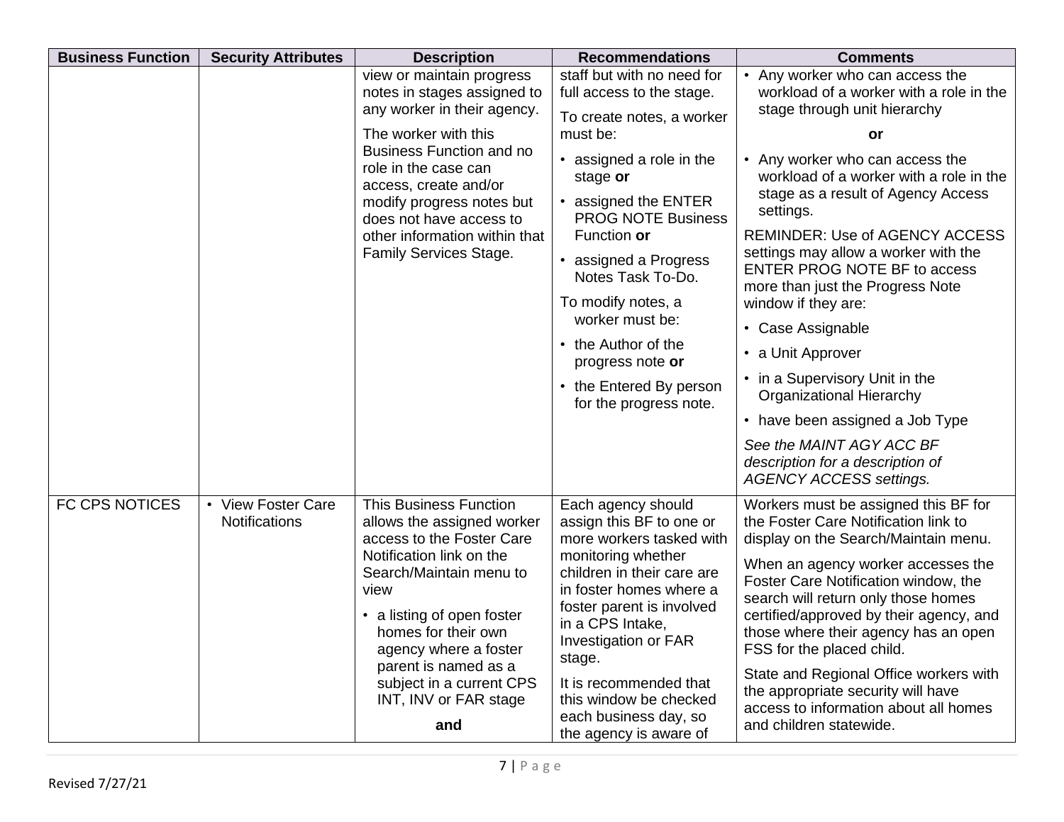| Business Function | Security Attributes | Description | Recommendations | Comments |
|---|---|---|---|---|
| | | view or maintain progress notes in stages assigned to any worker in their agency.<br><br>The worker with this Business Function and no role in the case can access, create and/or modify progress notes but does not have access to other information within that Family Services Stage. | staff but with no need for full access to the stage.<br><br>To create notes, a worker must be:<br>• assigned a role in the stage **or**<br>• assigned the ENTER PROG NOTE Business Function **or**<br>• assigned a Progress Notes Task To-Do.<br><br>To modify notes, a worker must be:<br>• the Author of the progress note **or**<br>• the Entered By person for the progress note. | • Any worker who can access the workload of a worker with a role in the stage through unit hierarchy<br><br>**or**<br><br>• Any worker who can access the workload of a worker with a role in the stage as a result of Agency Access settings.<br><br>REMINDER: Use of AGENCY ACCESS settings may allow a worker with the ENTER PROG NOTE BF to access more than just the Progress Note window if they are:<br>• Case Assignable<br>• a Unit Approver<br>• in a Supervisory Unit in the Organizational Hierarchy<br>• have been assigned a Job Type<br><br>*See the MAINT AGY ACC BF description for a description of AGENCY ACCESS settings.* |
| FC CPS NOTICES | • View Foster Care Notifications | This Business Function allows the assigned worker access to the Foster Care Notification link on the Search/Maintain menu to view<br>• a listing of open foster homes for their own agency where a foster parent is named as a subject in a current CPS INT, INV or FAR stage<br><br>**and** | Each agency should assign this BF to one or more workers tasked with monitoring whether children in their care are in foster homes where a foster parent is involved in a CPS Intake, Investigation or FAR stage.<br><br>It is recommended that this window be checked each business day, so the agency is aware of | Workers must be assigned this BF for the Foster Care Notification link to display on the Search/Maintain menu.<br><br>When an agency worker accesses the Foster Care Notification window, the search will return only those homes certified/approved by their agency, and those where their agency has an open FSS for the placed child.<br><br>State and Regional Office workers with the appropriate security will have access to information about all homes and children statewide. |

Revised 7/27/21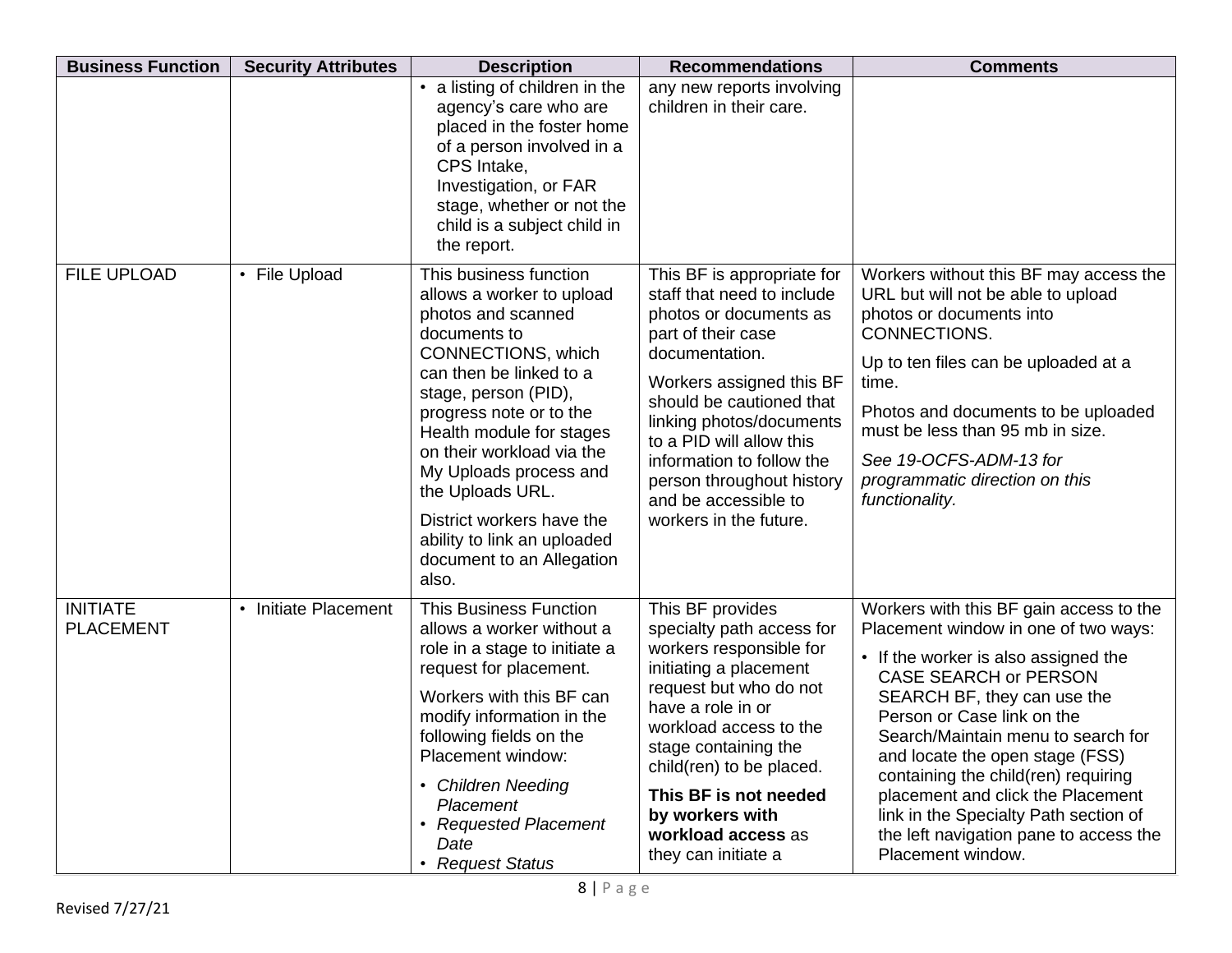| Business Function | Security Attributes | Description | Recommendations | Comments |
|---|---|---|---|---|
| | | • a listing of children in the agency's care who are placed in the foster home of a person involved in a CPS Intake, Investigation, or FAR stage, whether or not the child is a subject child in the report. | any new reports involving children in their care. | |
| FILE UPLOAD | • File Upload | This business function allows a worker to upload photos and scanned documents to CONNECTIONS, which can then be linked to a stage, person (PID), progress note or to the Health module for stages on their workload via the My Uploads process and the Uploads URL.<br><br>District workers have the ability to link an uploaded document to an Allegation also. | This BF is appropriate for staff that need to include photos or documents as part of their case documentation.<br><br>Workers assigned this BF should be cautioned that linking photos/documents to a PID will allow this information to follow the person throughout history and be accessible to workers in the future. | Workers without this BF may access the URL but will not be able to upload photos or documents into CONNECTIONS.<br><br>Up to ten files can be uploaded at a time.<br><br>Photos and documents to be uploaded must be less than 95 mb in size.<br><br>*See 19-OCFS-ADM-13 for programmatic direction on this functionality.* |
| INITIATE PLACEMENT | • Initiate Placement | This Business Function allows a worker without a role in a stage to initiate a request for placement.<br><br>Workers with this BF can modify information in the following fields on the Placement window:<br><br>• *Children Needing Placement*<br>• *Requested Placement Date*<br>• *Request Status* | This BF provides specialty path access for workers responsible for initiating a placement request but who do not have a role in or workload access to the stage containing the child(ren) to be placed.<br><br>**This BF is not needed by workers with workload access** as they can initiate a | Workers with this BF gain access to the Placement window in one of two ways:<br><br>• If the worker is also assigned the CASE SEARCH or PERSON SEARCH BF, they can use the Person or Case link on the Search/Maintain menu to search for and locate the open stage (FSS) containing the child(ren) requiring placement and click the Placement link in the Specialty Path section of the left navigation pane to access the Placement window. |

Revised 7/27/21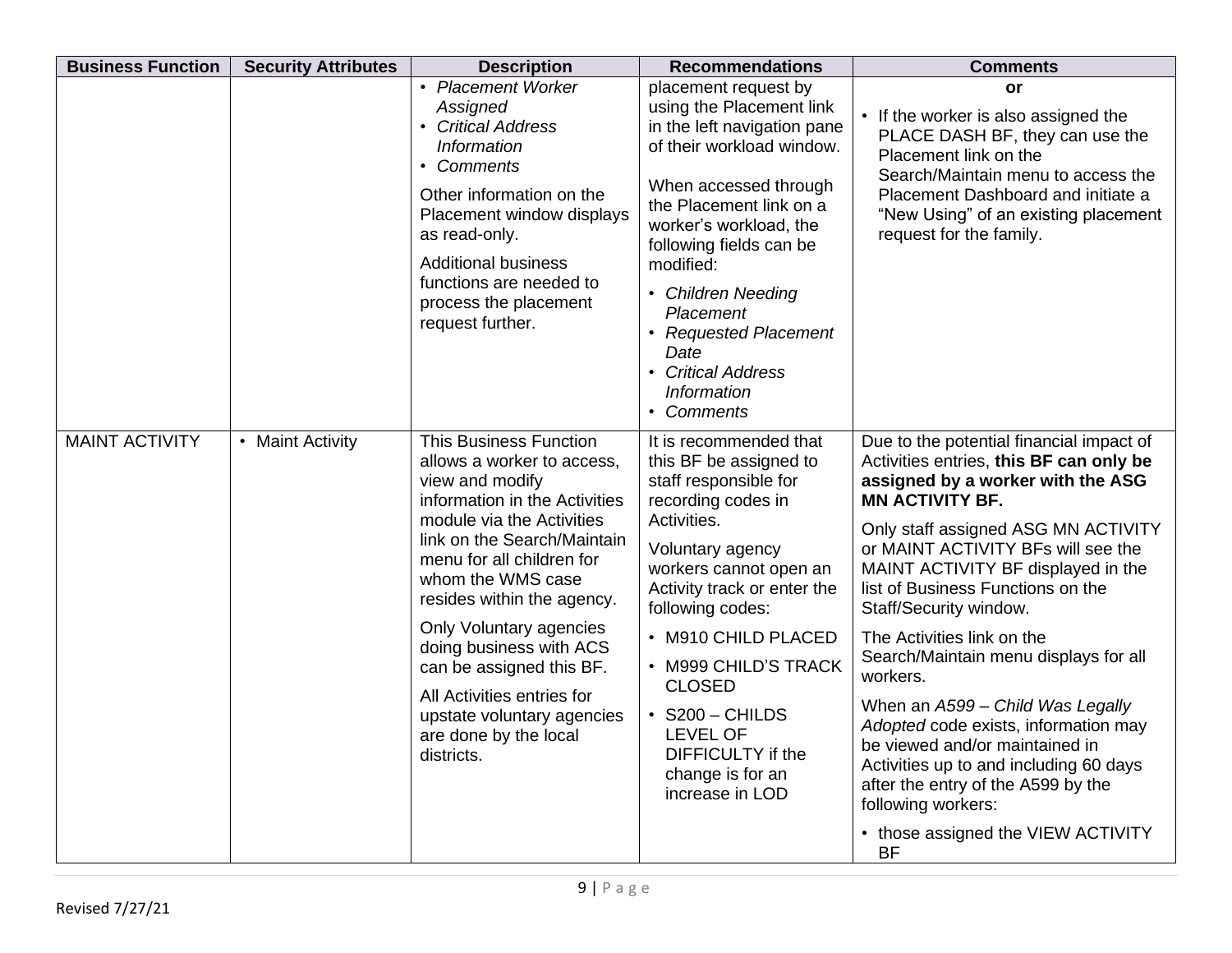| Business Function | Security Attributes | Description | Recommendations | Comments |
|---|---|---|---|---|
| | | • *Placement Worker Assigned*<br>• *Critical Address Information*<br>• *Comments*<br><br>Other information on the Placement window displays as read-only.<br><br>Additional business functions are needed to process the placement request further. | placement request by using the Placement link in the left navigation pane of their workload window.<br><br>When accessed through the Placement link on a worker's workload, the following fields can be modified:<br><br>• *Children Needing Placement*<br>• *Requested Placement Date*<br>• *Critical Address Information*<br>• *Comments* | **or**<br><br>• If the worker is also assigned the PLACE DASH BF, they can use the Placement link on the Search/Maintain menu to access the Placement Dashboard and initiate a "New Using" of an existing placement request for the family. |
| MAINT ACTIVITY | • Maint Activity | This Business Function allows a worker to access, view and modify information in the Activities module via the Activities link on the Search/Maintain menu for all children for whom the WMS case resides within the agency.<br><br>Only Voluntary agencies doing business with ACS can be assigned this BF.<br><br>All Activities entries for upstate voluntary agencies are done by the local districts. | It is recommended that this BF be assigned to staff responsible for recording codes in Activities.<br><br>Voluntary agency workers cannot open an Activity track or enter the following codes:<br><br>• M910 CHILD PLACED<br>• M999 CHILD'S TRACK CLOSED<br>• S200 – CHILDS LEVEL OF DIFFICULTY if the change is for an increase in LOD | Due to the potential financial impact of Activities entries, **this BF can only be assigned by a worker with the ASG MN ACTIVITY BF.**<br><br>Only staff assigned ASG MN ACTIVITY or MAINT ACTIVITY BFs will see the MAINT ACTIVITY BF displayed in the list of Business Functions on the Staff/Security window.<br><br>The Activities link on the Search/Maintain menu displays for all workers.<br><br>When an *A599 – Child Was Legally Adopted* code exists, information may be viewed and/or maintained in Activities up to and including 60 days after the entry of the A599 by the following workers:<br><br>• those assigned the VIEW ACTIVITY BF |

Revised 7/27/21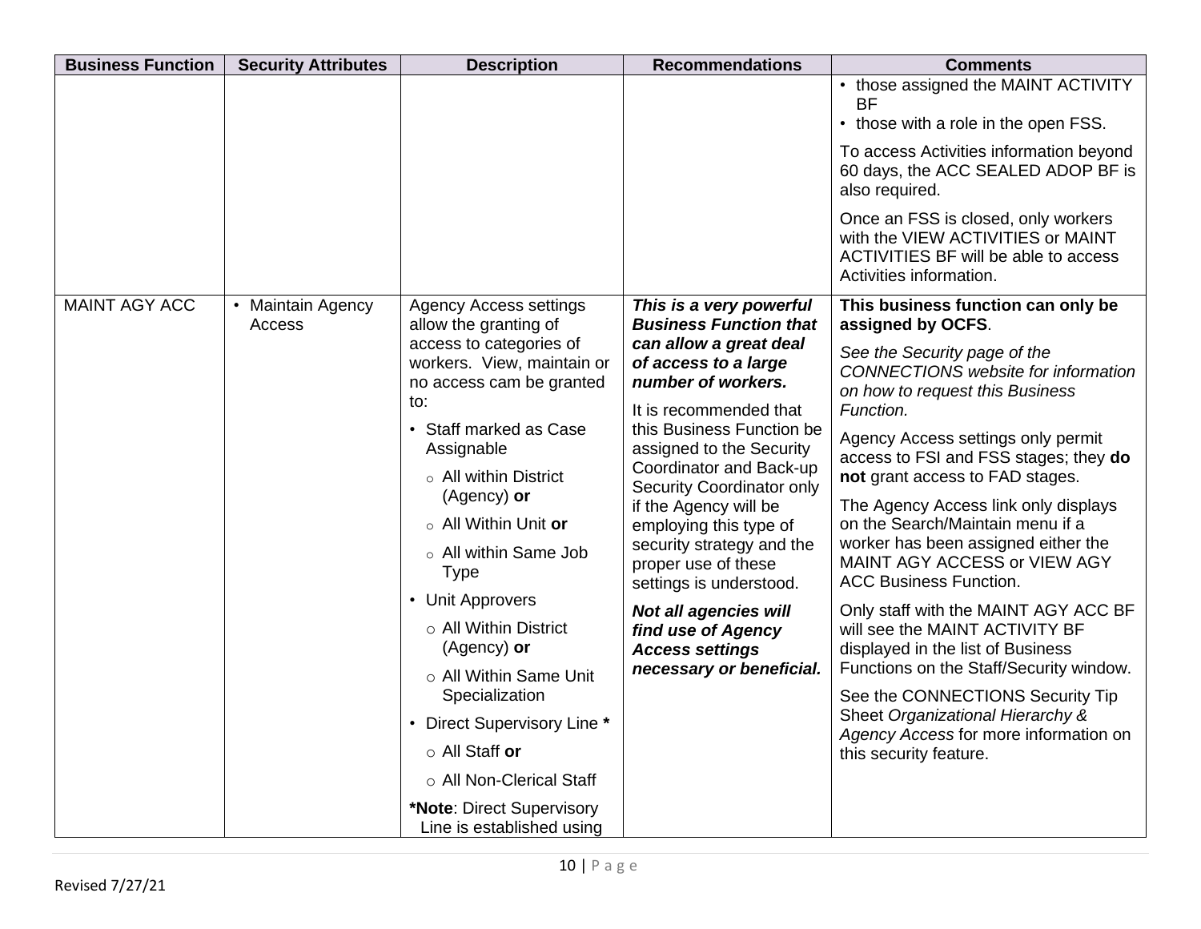| Business Function | Security Attributes | Description | Recommendations | Comments |
|---|---|---|---|---|
| | | | | • those assigned the MAINT ACTIVITY BF<br>• those with a role in the open FSS.<br><br>To access Activities information beyond 60 days, the ACC SEALED ADOP BF is also required.<br><br>Once an FSS is closed, only workers with the VIEW ACTIVITIES or MAINT ACTIVITIES BF will be able to access Activities information. |
| MAINT AGY ACC | • Maintain Agency Access | Agency Access settings allow the granting of access to categories of workers. View, maintain or no access cam be granted to:<br>• Staff marked as Case Assignable<br>○ All within District (Agency) **or**<br>○ All Within Unit **or**<br>○ All within Same Job Type<br>• Unit Approvers<br>○ All Within District (Agency) **or**<br>○ All Within Same Unit Specialization<br>• Direct Supervisory Line **\***<br>○ All Staff **or**<br>○ All Non-Clerical Staff<br><br>**\*Note**: Direct Supervisory Line is established using | ***This is a very powerful Business Function that can allow a great deal of access to a large number of workers.***<br><br>It is recommended that this Business Function be assigned to the Security Coordinator and Back-up Security Coordinator only if the Agency will be employing this type of security strategy and the proper use of these settings is understood.<br><br>***Not all agencies will find use of Agency Access settings necessary or beneficial.*** | **This business function can only be assigned by OCFS**.<br><br>*See the Security page of the CONNECTIONS website for information on how to request this Business Function.*<br><br>Agency Access settings only permit access to FSI and FSS stages; they **do not** grant access to FAD stages.<br><br>The Agency Access link only displays on the Search/Maintain menu if a worker has been assigned either the MAINT AGY ACCESS or VIEW AGY ACC Business Function.<br><br>Only staff with the MAINT AGY ACC BF will see the MAINT ACTIVITY BF displayed in the list of Business Functions on the Staff/Security window.<br><br>See the CONNECTIONS Security Tip Sheet *Organizational Hierarchy & Agency Access* for more information on this security feature. |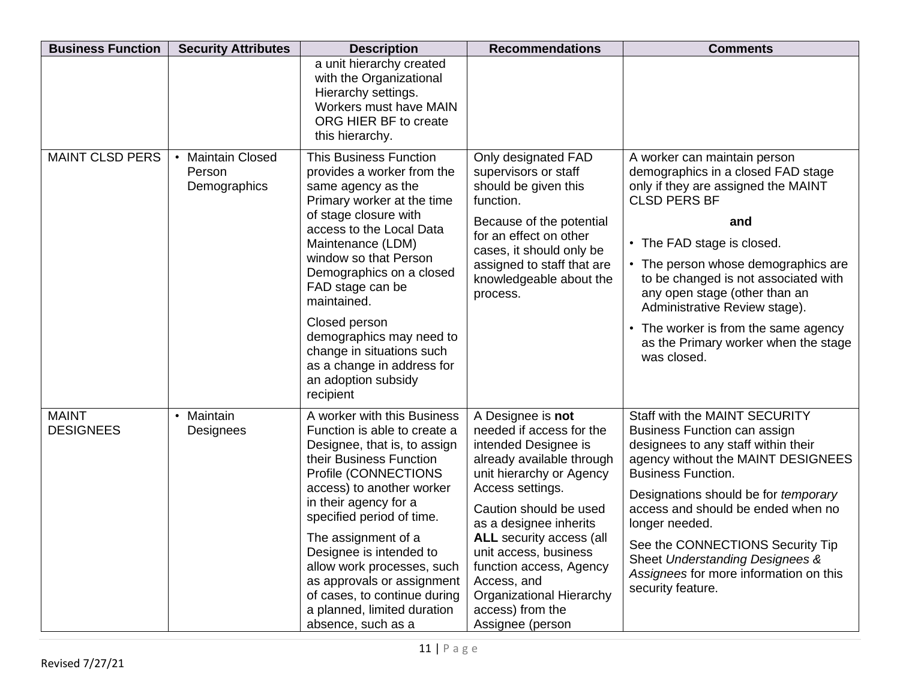| Business Function | Security Attributes | Description | Recommendations | Comments |
|---|---|---|---|---|
| | | a unit hierarchy created with the Organizational Hierarchy settings. Workers must have MAIN ORG HIER BF to create this hierarchy. | | |
| MAINT CLSD PERS | • Maintain Closed Person Demographics | This Business Function provides a worker from the same agency as the Primary worker at the time of stage closure with access to the Local Data Maintenance (LDM) window so that Person Demographics on a closed FAD stage can be maintained.<br><br>Closed person demographics may need to change in situations such as a change in address for an adoption subsidy recipient | Only designated FAD supervisors or staff should be given this function.<br><br>Because of the potential for an effect on other cases, it should only be assigned to staff that are knowledgeable about the process. | A worker can maintain person demographics in a closed FAD stage only if they are assigned the MAINT CLSD PERS BF<br><br>**and**<br><br>• The FAD stage is closed.<br>• The person whose demographics are to be changed is not associated with any open stage (other than an Administrative Review stage).<br>• The worker is from the same agency as the Primary worker when the stage was closed. |
| MAINT DESIGNEES | • Maintain Designees | A worker with this Business Function is able to create a Designee, that is, to assign their Business Function Profile (CONNECTIONS access) to another worker in their agency for a specified period of time.<br><br>The assignment of a Designee is intended to allow work processes, such as approvals or assignment of cases, to continue during a planned, limited duration absence, such as a | A Designee is **not** needed if access for the intended Designee is already available through unit hierarchy or Agency Access settings.<br><br>Caution should be used as a designee inherits **ALL** security access (all unit access, business function access, Agency Access, and Organizational Hierarchy access) from the Assignee (person | Staff with the MAINT SECURITY Business Function can assign designees to any staff within their agency without the MAINT DESIGNEES Business Function.<br><br>Designations should be for *temporary* access and should be ended when no longer needed.<br><br>See the CONNECTIONS Security Tip Sheet *Understanding Designees & Assignees* for more information on this security feature. |

Revised 7/27/21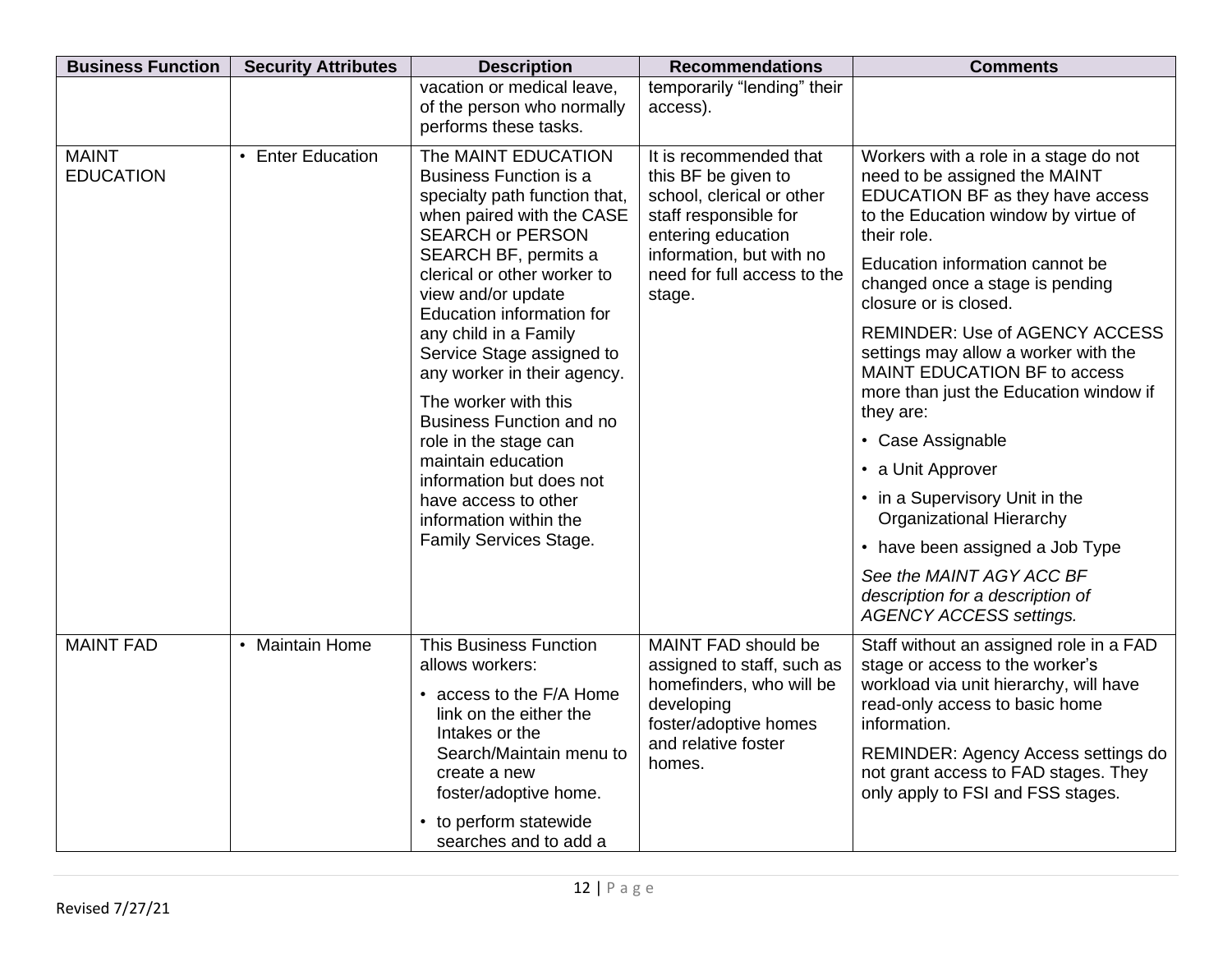| Business Function | Security Attributes | Description | Recommendations | Comments |
|---|---|---|---|---|
| | | vacation or medical leave, of the person who normally performs these tasks. | temporarily "lending" their access). | |
| MAINT EDUCATION | • Enter Education | The MAINT EDUCATION Business Function is a specialty path function that, when paired with the CASE SEARCH or PERSON SEARCH BF, permits a clerical or other worker to view and/or update Education information for any child in a Family Service Stage assigned to any worker in their agency.<br><br>The worker with this Business Function and no role in the stage can maintain education information but does not have access to other information within the Family Services Stage. | It is recommended that this BF be given to school, clerical or other staff responsible for entering education information, but with no need for full access to the stage. | Workers with a role in a stage do not need to be assigned the MAINT EDUCATION BF as they have access to the Education window by virtue of their role.<br><br>Education information cannot be changed once a stage is pending closure or is closed.<br><br>REMINDER: Use of AGENCY ACCESS settings may allow a worker with the MAINT EDUCATION BF to access more than just the Education window if they are:<br>• Case Assignable<br>• a Unit Approver<br>• in a Supervisory Unit in the Organizational Hierarchy<br>• have been assigned a Job Type<br><br>*See the MAINT AGY ACC BF description for a description of AGENCY ACCESS settings.* |
| MAINT FAD | • Maintain Home | This Business Function allows workers:<br>• access to the F/A Home link on the either the Intakes or the Search/Maintain menu to create a new foster/adoptive home.<br>• to perform statewide searches and to add a | MAINT FAD should be assigned to staff, such as homefinders, who will be developing foster/adoptive homes and relative foster homes. | Staff without an assigned role in a FAD stage or access to the worker's workload via unit hierarchy, will have read-only access to basic home information.<br><br>REMINDER: Agency Access settings do not grant access to FAD stages. They only apply to FSI and FSS stages. |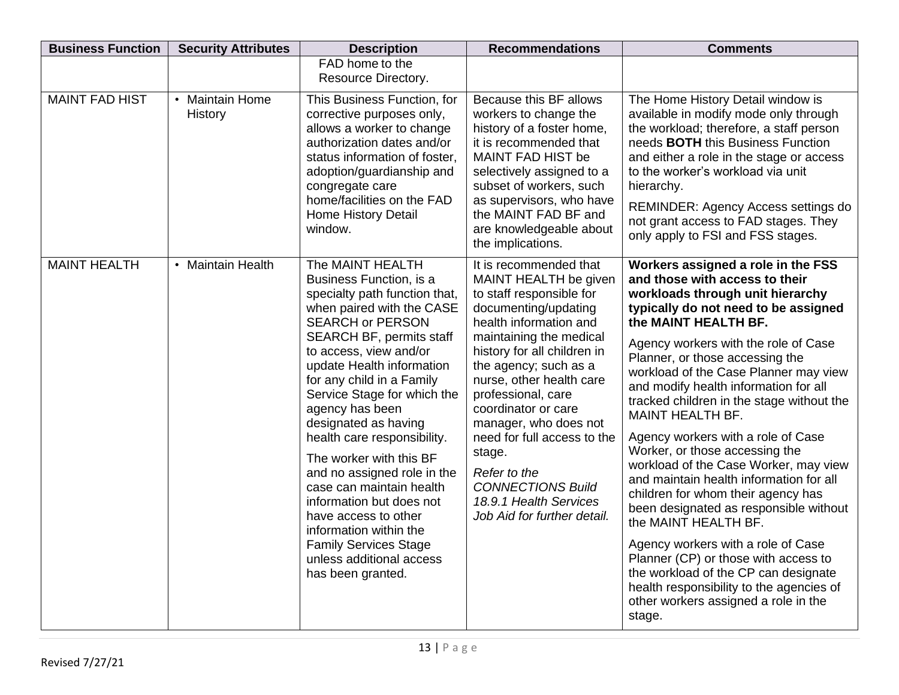| Business Function | Security Attributes | Description | Recommendations | Comments |
|---|---|---|---|---|
| | | FAD home to the Resource Directory. | | |
| MAINT FAD HIST | • Maintain Home History | This Business Function, for corrective purposes only, allows a worker to change authorization dates and/or status information of foster, adoption/guardianship and congregate care home/facilities on the FAD Home History Detail window. | Because this BF allows workers to change the history of a foster home, it is recommended that MAINT FAD HIST be selectively assigned to a subset of workers, such as supervisors, who have the MAINT FAD BF and are knowledgeable about the implications. | The Home History Detail window is available in modify mode only through the workload; therefore, a staff person needs **BOTH** this Business Function and either a role in the stage or access to the worker's workload via unit hierarchy.<br><br>REMINDER: Agency Access settings do not grant access to FAD stages. They only apply to FSI and FSS stages. |
| MAINT HEALTH | • Maintain Health | The MAINT HEALTH Business Function, is a specialty path function that, when paired with the CASE SEARCH or PERSON SEARCH BF, permits staff to access, view and/or update Health information for any child in a Family Service Stage for which the agency has been designated as having health care responsibility.<br><br>The worker with this BF and no assigned role in the case can maintain health information but does not have access to other information within the Family Services Stage unless additional access has been granted. | It is recommended that MAINT HEALTH be given to staff responsible for documenting/updating health information and maintaining the medical history for all children in the agency; such as a nurse, other health care professional, care coordinator or care manager, who does not need for full access to the stage.<br><br>*Refer to the CONNECTIONS Build 18.9.1 Health Services Job Aid for further detail.* | **Workers assigned a role in the FSS and those with access to their workloads through unit hierarchy typically do not need to be assigned the MAINT HEALTH BF.**<br><br>Agency workers with the role of Case Planner, or those accessing the workload of the Case Planner may view and modify health information for all tracked children in the stage without the MAINT HEALTH BF.<br><br>Agency workers with a role of Case Worker, or those accessing the workload of the Case Worker, may view and maintain health information for all children for whom their agency has been designated as responsible without the MAINT HEALTH BF.<br><br>Agency workers with a role of Case Planner (CP) or those with access to the workload of the CP can designate health responsibility to the agencies of other workers assigned a role in the stage. |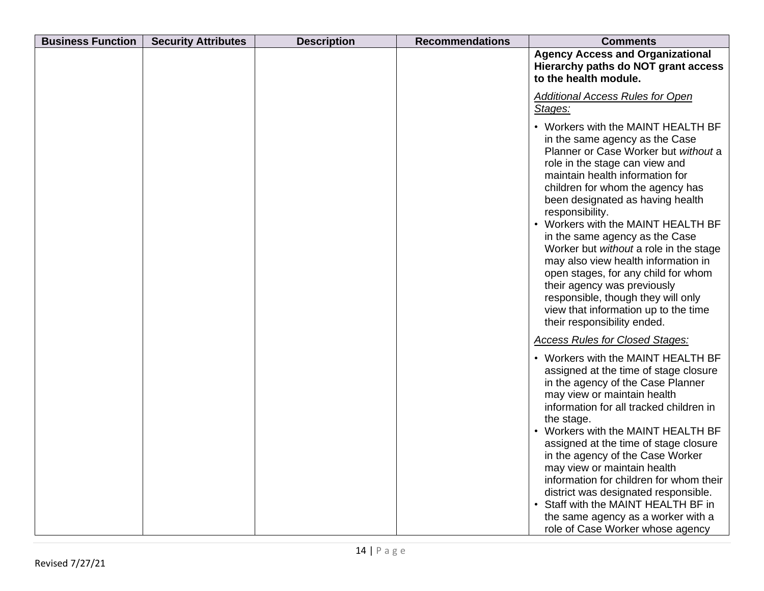| Business Function | Security Attributes | Description | Recommendations | Comments |
|---|---|---|---|---|
| | | | | **Agency Access and Organizational Hierarchy paths do NOT grant access to the health module.**<br><br>*Additional Access Rules for Open Stages:*<br><br>• Workers with the MAINT HEALTH BF in the same agency as the Case Planner or Case Worker but *without* a role in the stage can view and maintain health information for children for whom the agency has been designated as having health responsibility.<br>• Workers with the MAINT HEALTH BF in the same agency as the Case Worker but *without* a role in the stage may also view health information in open stages, for any child for whom their agency was previously responsible, though they will only view that information up to the time their responsibility ended.<br><br>*Access Rules for Closed Stages:*<br><br>• Workers with the MAINT HEALTH BF assigned at the time of stage closure in the agency of the Case Planner may view or maintain health information for all tracked children in the stage.<br>• Workers with the MAINT HEALTH BF assigned at the time of stage closure in the agency of the Case Worker may view or maintain health information for children for whom their district was designated responsible.<br>• Staff with the MAINT HEALTH BF in the same agency as a worker with a role of Case Worker whose agency |

Revised 7/27/21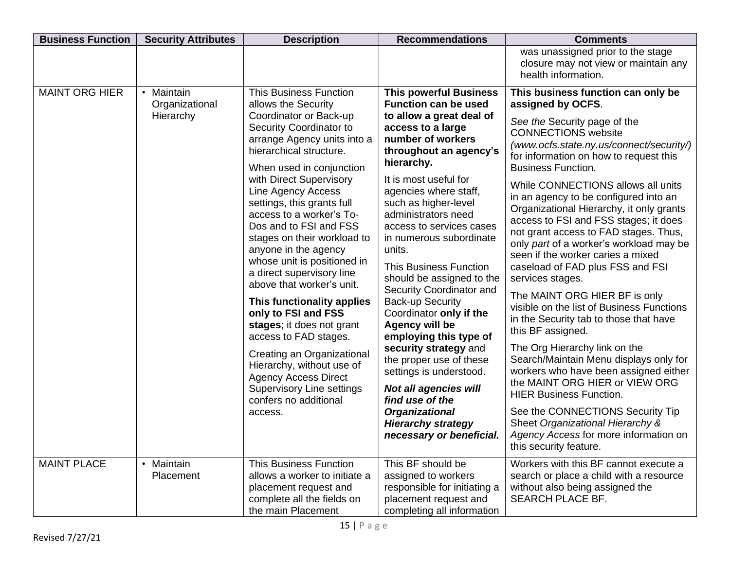| Business Function | Security Attributes | Description | Recommendations | Comments |
|---|---|---|---|---|
| | | | | was unassigned prior to the stage closure may not view or maintain any health information. |
| MAINT ORG HIER | • Maintain Organizational Hierarchy | This Business Function allows the Security Coordinator or Back-up Security Coordinator to arrange Agency units into a hierarchical structure.<br><br>When used in conjunction with Direct Supervisory Line Agency Access settings, this grants full access to a worker's To-Dos and to FSI and FSS stages on their workload to anyone in the agency whose unit is positioned in a direct supervisory line above that worker's unit.<br><br>**This functionality applies only to FSI and FSS stages**; it does not grant access to FAD stages.<br><br>Creating an Organizational Hierarchy, without use of Agency Access Direct Supervisory Line settings confers no additional access. | **This powerful Business Function can be used to allow a great deal of access to a large number of workers throughout an agency's hierarchy.**<br><br>It is most useful for agencies where staff, such as higher-level administrators need access to services cases in numerous subordinate units.<br><br>This Business Function should be assigned to the Security Coordinator and Back-up Security Coordinator **only if the Agency will be employing this type of security strategy** and the proper use of these settings is understood.<br><br>***Not all agencies will find use of the Organizational Hierarchy strategy necessary or beneficial.*** | **This business function can only be assigned by OCFS**.<br><br>*See the* Security page of the CONNECTIONS website *(www.ocfs.state.ny.us/connect/security/)* for information on how to request this Business Function.<br><br>While CONNECTIONS allows all units in an agency to be configured into an Organizational Hierarchy, it only grants access to FSI and FSS stages; it does not grant access to FAD stages. Thus, only *part* of a worker's workload may be seen if the worker caries a mixed caseload of FAD plus FSS and FSI services stages.<br><br>The MAINT ORG HIER BF is only visible on the list of Business Functions in the Security tab to those that have this BF assigned.<br><br>The Org Hierarchy link on the Search/Maintain Menu displays only for workers who have been assigned either the MAINT ORG HIER or VIEW ORG HIER Business Function.<br><br>See the CONNECTIONS Security Tip Sheet *Organizational Hierarchy & Agency Access* for more information on this security feature. |
| MAINT PLACE | • Maintain Placement | This Business Function allows a worker to initiate a placement request and complete all the fields on the main Placement | This BF should be assigned to workers responsible for initiating a placement request and completing all information | Workers with this BF cannot execute a search or place a child with a resource without also being assigned the SEARCH PLACE BF. |

Revised 7/27/21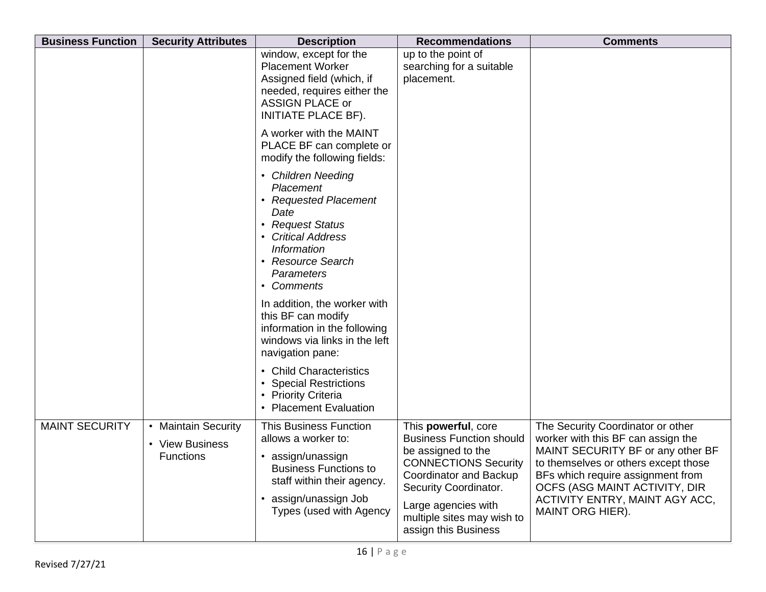| Business Function | Security Attributes | Description | Recommendations | Comments |
|---|---|---|---|---|
| | | window, except for the Placement Worker Assigned field (which, if needed, requires either the ASSIGN PLACE or INITIATE PLACE BF).<br><br>A worker with the MAINT PLACE BF can complete or modify the following fields:<br><br>• *Children Needing Placement*<br>• *Requested Placement Date*<br>• *Request Status*<br>• *Critical Address Information*<br>• *Resource Search Parameters*<br>• *Comments*<br><br>In addition, the worker with this BF can modify information in the following windows via links in the left navigation pane:<br><br>• Child Characteristics<br>• Special Restrictions<br>• Priority Criteria<br>• Placement Evaluation | up to the point of searching for a suitable placement. | |
| MAINT SECURITY | • Maintain Security<br>• View Business Functions | This Business Function allows a worker to:<br><br>• assign/unassign Business Functions to staff within their agency.<br>• assign/unassign Job Types (used with Agency | This **powerful**, core Business Function should be assigned to the CONNECTIONS Security Coordinator and Backup Security Coordinator.<br><br>Large agencies with multiple sites may wish to assign this Business | The Security Coordinator or other worker with this BF can assign the MAINT SECURITY BF or any other BF to themselves or others except those BFs which require assignment from OCFS (ASG MAINT ACTIVITY, DIR ACTIVITY ENTRY, MAINT AGY ACC, MAINT ORG HIER). |

Revised 7/27/21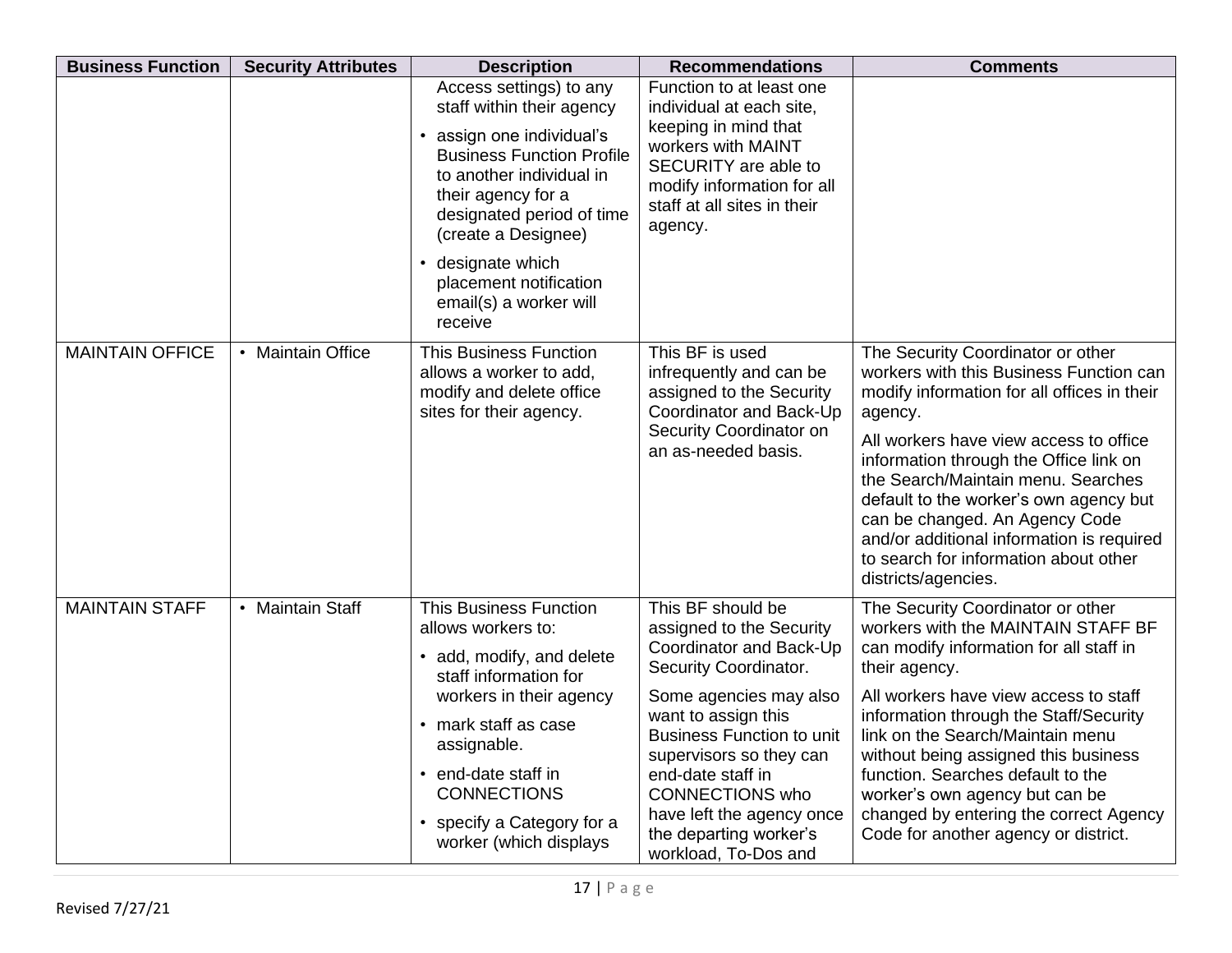| Business Function | Security Attributes | Description | Recommendations | Comments |
|---|---|---|---|---|
| | | Access settings) to any staff within their agency<br>• assign one individual's Business Function Profile to another individual in their agency for a designated period of time (create a Designee)<br>• designate which placement notification email(s) a worker will receive | Function to at least one individual at each site, keeping in mind that workers with MAINT SECURITY are able to modify information for all staff at all sites in their agency. | |
| MAINTAIN OFFICE | • Maintain Office | This Business Function allows a worker to add, modify and delete office sites for their agency. | This BF is used infrequently and can be assigned to the Security Coordinator and Back-Up Security Coordinator on an as-needed basis. | The Security Coordinator or other workers with this Business Function can modify information for all offices in their agency.<br>All workers have view access to office information through the Office link on the Search/Maintain menu. Searches default to the worker's own agency but can be changed. An Agency Code and/or additional information is required to search for information about other districts/agencies. |
| MAINTAIN STAFF | • Maintain Staff | This Business Function allows workers to:<br>• add, modify, and delete staff information for workers in their agency<br>• mark staff as case assignable.<br>• end-date staff in CONNECTIONS<br>• specify a Category for a worker (which displays | This BF should be assigned to the Security Coordinator and Back-Up Security Coordinator.<br>Some agencies may also want to assign this Business Function to unit supervisors so they can end-date staff in CONNECTIONS who have left the agency once the departing worker's workload, To-Dos and | The Security Coordinator or other workers with the MAINTAIN STAFF BF can modify information for all staff in their agency.<br>All workers have view access to staff information through the Staff/Security link on the Search/Maintain menu without being assigned this business function. Searches default to the worker's own agency but can be changed by entering the correct Agency Code for another agency or district. |

Revised 7/27/21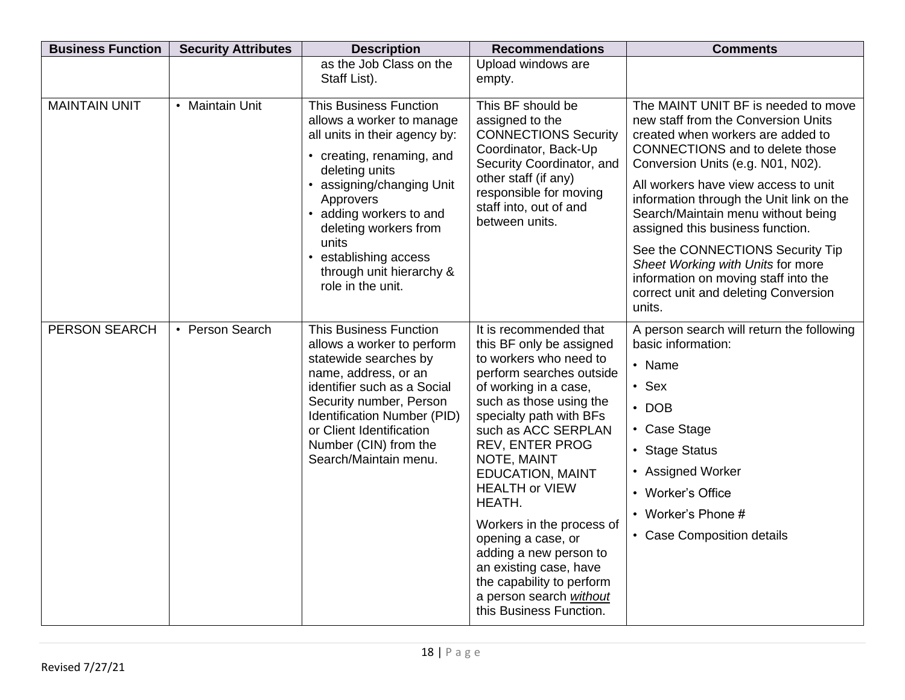| Business Function | Security Attributes | Description | Recommendations | Comments |
|---|---|---|---|---|
| | | as the Job Class on the Staff List). | Upload windows are empty. | |
| MAINTAIN UNIT | • Maintain Unit | This Business Function allows a worker to manage all units in their agency by:<br>• creating, renaming, and deleting units<br>• assigning/changing Unit Approvers<br>• adding workers to and deleting workers from units<br>• establishing access through unit hierarchy & role in the unit. | This BF should be assigned to the CONNECTIONS Security Coordinator, Back-Up Security Coordinator, and other staff (if any) responsible for moving staff into, out of and between units. | The MAINT UNIT BF is needed to move new staff from the Conversion Units created when workers are added to CONNECTIONS and to delete those Conversion Units (e.g. N01, N02).<br>All workers have view access to unit information through the Unit link on the Search/Maintain menu without being assigned this business function.<br>See the CONNECTIONS Security Tip *Sheet Working with Units* for more information on moving staff into the correct unit and deleting Conversion units. |
| PERSON SEARCH | • Person Search | This Business Function allows a worker to perform statewide searches by name, address, or an identifier such as a Social Security number, Person Identification Number (PID) or Client Identification Number (CIN) from the Search/Maintain menu. | It is recommended that this BF only be assigned to workers who need to perform searches outside of working in a case, such as those using the specialty path with BFs such as ACC SERPLAN REV, ENTER PROG NOTE, MAINT EDUCATION, MAINT HEALTH or VIEW HEATH.<br>Workers in the process of opening a case, or adding a new person to an existing case, have the capability to perform a person search ***without*** this Business Function. | A person search will return the following basic information:<br>• Name<br>• Sex<br>• DOB<br>• Case Stage<br>• Stage Status<br>• Assigned Worker<br>• Worker's Office<br>• Worker's Phone #<br>• Case Composition details |

Revised 7/27/21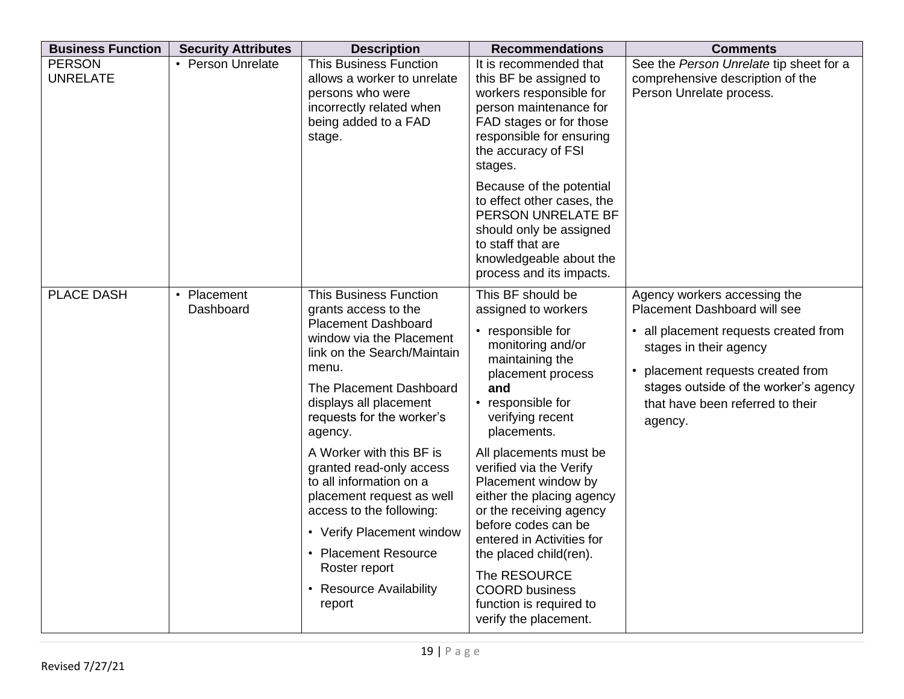| Business Function | Security Attributes | Description | Recommendations | Comments |
|---|---|---|---|---|
| PERSON UNRELATE | • Person Unrelate | This Business Function allows a worker to unrelate persons who were incorrectly related when being added to a FAD stage. | It is recommended that this BF be assigned to workers responsible for person maintenance for FAD stages or for those responsible for ensuring the accuracy of FSI stages.<br><br>Because of the potential to effect other cases, the PERSON UNRELATE BF should only be assigned to staff that are knowledgeable about the process and its impacts. | See the *Person Unrelate* tip sheet for a comprehensive description of the Person Unrelate process. |
| PLACE DASH | • Placement Dashboard | This Business Function grants access to the Placement Dashboard window via the Placement link on the Search/Maintain menu.<br><br>The Placement Dashboard displays all placement requests for the worker's agency.<br><br>A Worker with this BF is granted read-only access to all information on a placement request as well access to the following:<br>• Verify Placement window<br>• Placement Resource Roster report<br>• Resource Availability report | This BF should be assigned to workers<br>• responsible for monitoring and/or maintaining the placement process **and**<br>• responsible for verifying recent placements.<br><br>All placements must be verified via the Verify Placement window by either the placing agency or the receiving agency before codes can be entered in Activities for the placed child(ren).<br><br>The RESOURCE COORD business function is required to verify the placement. | Agency workers accessing the Placement Dashboard will see<br>• all placement requests created from stages in their agency<br>• placement requests created from stages outside of the worker's agency that have been referred to their agency. |

Revised 7/27/21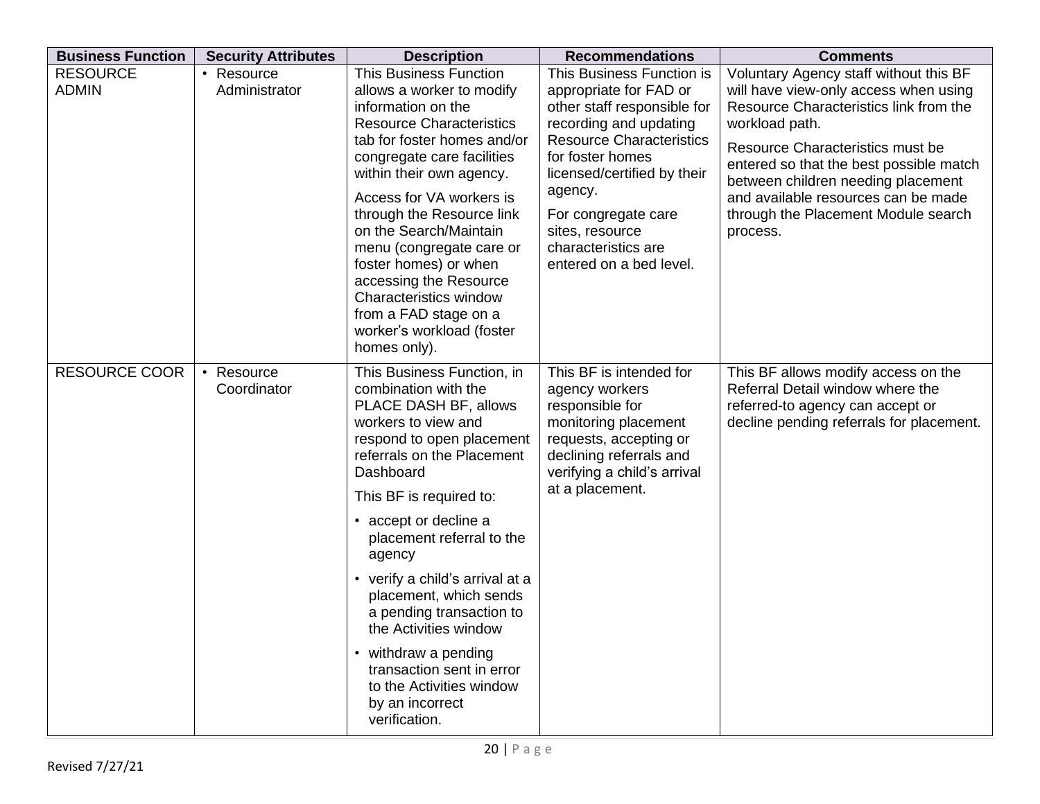| Business Function | Security Attributes | Description | Recommendations | Comments |
|---|---|---|---|---|
| RESOURCE ADMIN | • Resource Administrator | This Business Function allows a worker to modify information on the Resource Characteristics tab for foster homes and/or congregate care facilities within their own agency.<br><br>Access for VA workers is through the Resource link on the Search/Maintain menu (congregate care or foster homes) or when accessing the Resource Characteristics window from a FAD stage on a worker's workload (foster homes only). | This Business Function is appropriate for FAD or other staff responsible for recording and updating Resource Characteristics for foster homes licensed/certified by their agency.<br><br>For congregate care sites, resource characteristics are entered on a bed level. | Voluntary Agency staff without this BF will have view-only access when using Resource Characteristics link from the workload path.<br><br>Resource Characteristics must be entered so that the best possible match between children needing placement and available resources can be made through the Placement Module search process. |
| RESOURCE COOR | • Resource Coordinator | This Business Function, in combination with the PLACE DASH BF, allows workers to view and respond to open placement referrals on the Placement Dashboard<br><br>This BF is required to:<br><br>• accept or decline a placement referral to the agency<br><br>• verify a child's arrival at a placement, which sends a pending transaction to the Activities window<br><br>• withdraw a pending transaction sent in error to the Activities window by an incorrect verification. | This BF is intended for agency workers responsible for monitoring placement requests, accepting or declining referrals and verifying a child's arrival at a placement. | This BF allows modify access on the Referral Detail window where the referred-to agency can accept or decline pending referrals for placement. |

Revised 7/27/21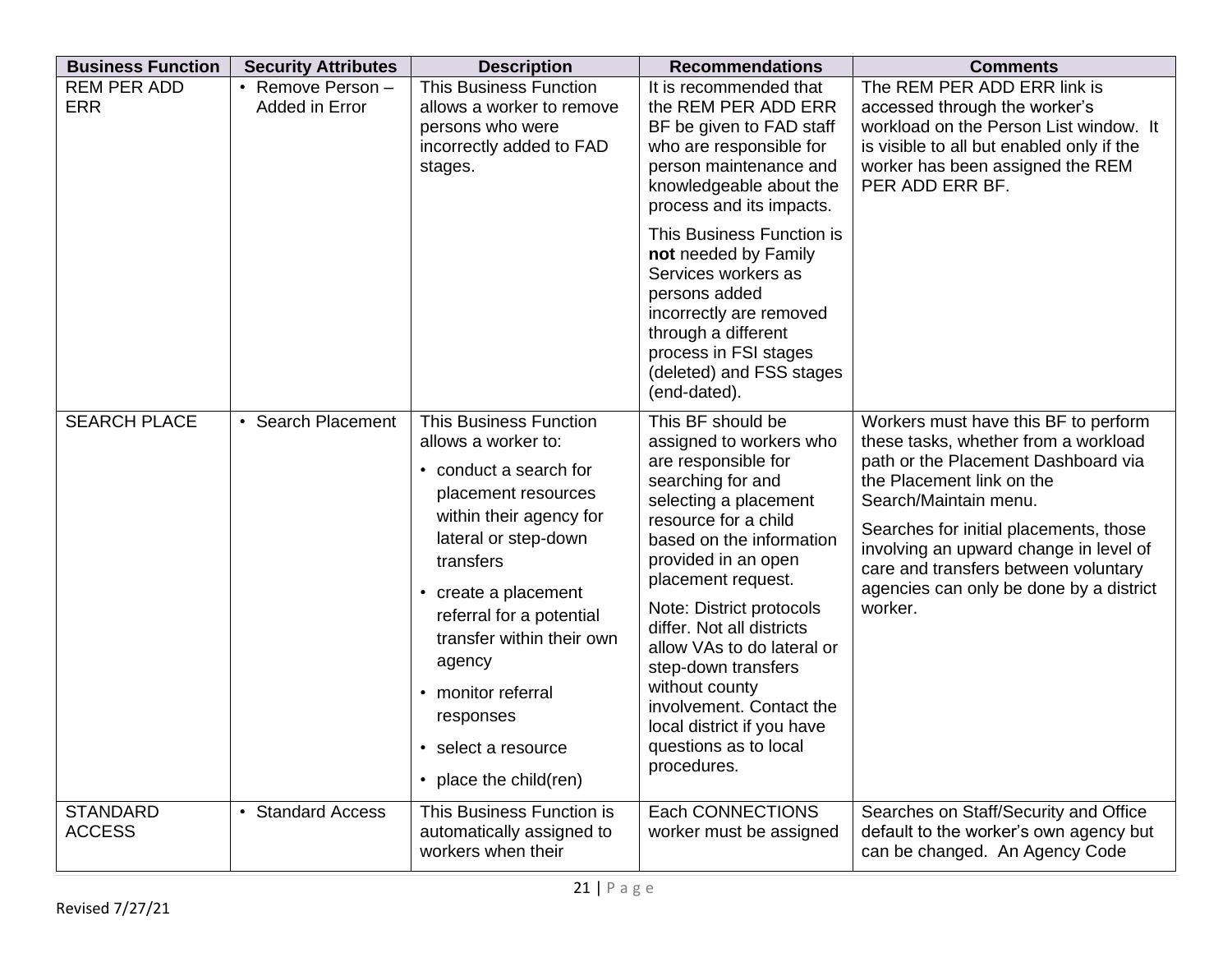| Business Function | Security Attributes | Description | Recommendations | Comments |
|---|---|---|---|---|
| REM PER ADD ERR | • Remove Person – Added in Error | This Business Function allows a worker to remove persons who were incorrectly added to FAD stages. | It is recommended that the REM PER ADD ERR BF be given to FAD staff who are responsible for person maintenance and knowledgeable about the process and its impacts.<br><br>This Business Function is **not** needed by Family Services workers as persons added incorrectly are removed through a different process in FSI stages (deleted) and FSS stages (end-dated). | The REM PER ADD ERR link is accessed through the worker's workload on the Person List window. It is visible to all but enabled only if the worker has been assigned the REM PER ADD ERR BF. |
| SEARCH PLACE | • Search Placement | This Business Function allows a worker to:<br>• conduct a search for placement resources within their agency for lateral or step-down transfers<br>• create a placement referral for a potential transfer within their own agency<br>• monitor referral responses<br>• select a resource<br>• place the child(ren) | This BF should be assigned to workers who are responsible for searching for and selecting a placement resource for a child based on the information provided in an open placement request.<br><br>Note: District protocols differ. Not all districts allow VAs to do lateral or step-down transfers without county involvement. Contact the local district if you have questions as to local procedures. | Workers must have this BF to perform these tasks, whether from a workload path or the Placement Dashboard via the Placement link on the Search/Maintain menu.<br><br>Searches for initial placements, those involving an upward change in level of care and transfers between voluntary agencies can only be done by a district worker. |
| STANDARD ACCESS | • Standard Access | This Business Function is automatically assigned to workers when their | Each CONNECTIONS worker must be assigned | Searches on Staff/Security and Office default to the worker's own agency but can be changed. An Agency Code |

Revised 7/27/21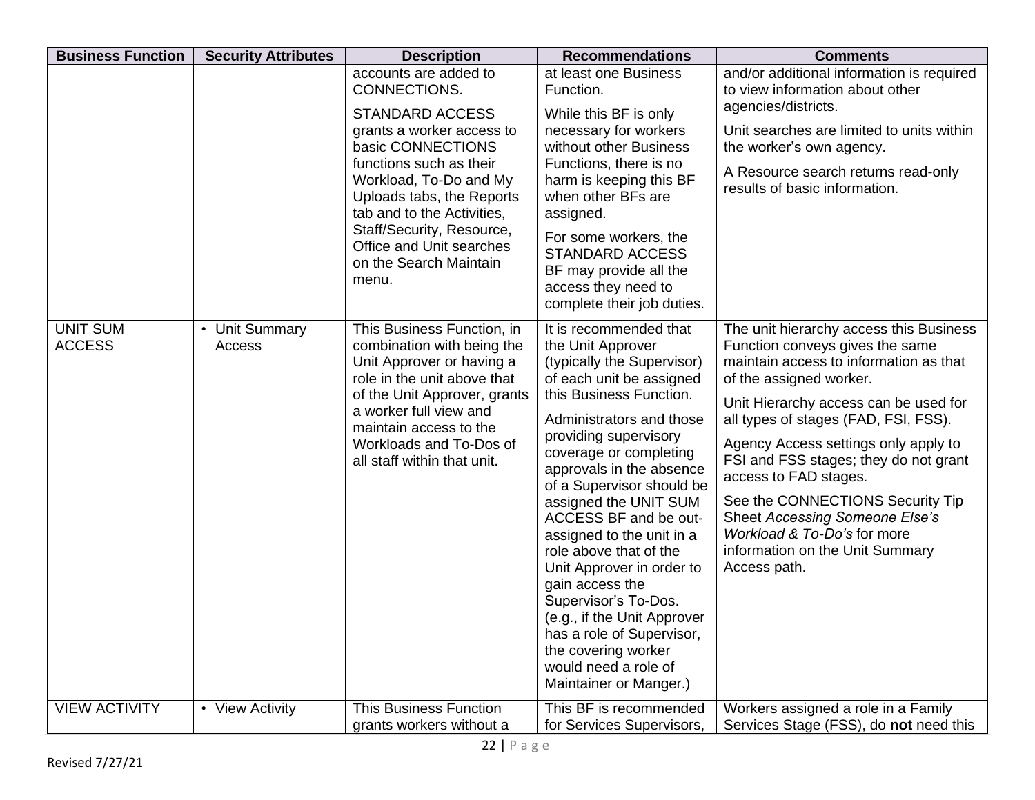| Business Function | Security Attributes | Description | Recommendations | Comments |
|---|---|---|---|---|
| | | accounts are added to CONNECTIONS. STANDARD ACCESS grants a worker access to basic CONNECTIONS functions such as their Workload, To-Do and My Uploads tabs, the Reports tab and to the Activities, Staff/Security, Resource, Office and Unit searches on the Search Maintain menu. | at least one Business Function. While this BF is only necessary for workers without other Business Functions, there is no harm is keeping this BF when other BFs are assigned. For some workers, the STANDARD ACCESS BF may provide all the access they need to complete their job duties. | and/or additional information is required to view information about other agencies/districts. Unit searches are limited to units within the worker's own agency. A Resource search returns read-only results of basic information. |
| UNIT SUM ACCESS | • Unit Summary Access | This Business Function, in combination with being the Unit Approver or having a role in the unit above that of the Unit Approver, grants a worker full view and maintain access to the Workloads and To-Dos of all staff within that unit. | It is recommended that the Unit Approver (typically the Supervisor) of each unit be assigned this Business Function. Administrators and those providing supervisory coverage or completing approvals in the absence of a Supervisor should be assigned the UNIT SUM ACCESS BF and be out-assigned to the unit in a role above that of the Unit Approver in order to gain access the Supervisor's To-Dos. (e.g., if the Unit Approver has a role of Supervisor, the covering worker would need a role of Maintainer or Manger.) | The unit hierarchy access this Business Function conveys gives the same maintain access to information as that of the assigned worker. Unit Hierarchy access can be used for all types of stages (FAD, FSI, FSS). Agency Access settings only apply to FSI and FSS stages; they do not grant access to FAD stages. See the CONNECTIONS Security Tip Sheet *Accessing Someone Else's Workload & To-Do's* for more information on the Unit Summary Access path. |
| VIEW ACTIVITY | • View Activity | This Business Function grants workers without a | This BF is recommended for Services Supervisors, | Workers assigned a role in a Family Services Stage (FSS), do **not** need this |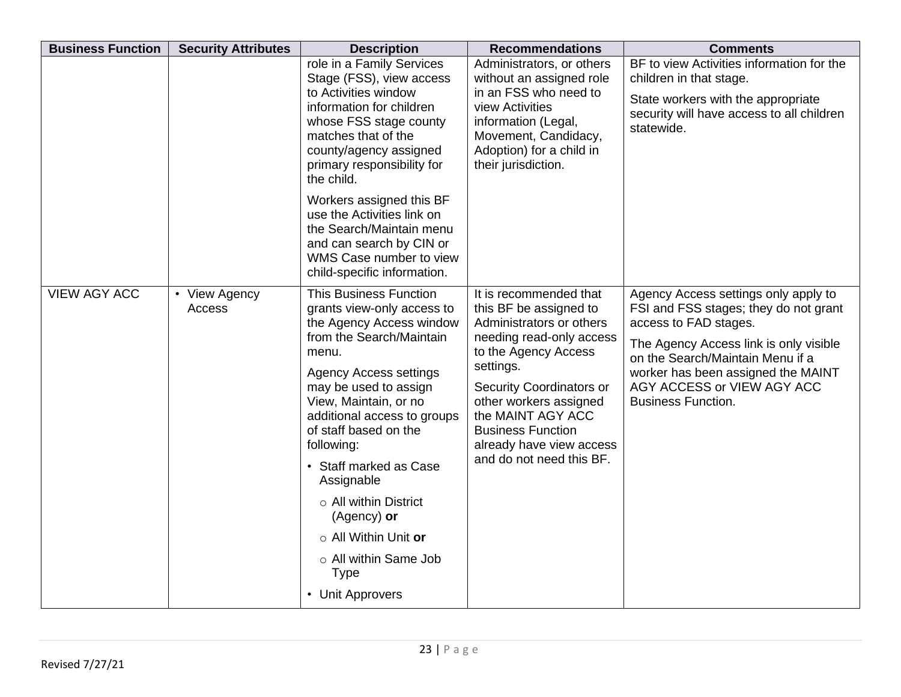| Business Function | Security Attributes | Description | Recommendations | Comments |
|---|---|---|---|---|
| | | role in a Family Services Stage (FSS), view access to Activities window information for children whose FSS stage county matches that of the county/agency assigned primary responsibility for the child.<br><br>Workers assigned this BF use the Activities link on the Search/Maintain menu and can search by CIN or WMS Case number to view child-specific information. | Administrators, or others without an assigned role in an FSS who need to view Activities information (Legal, Movement, Candidacy, Adoption) for a child in their jurisdiction. | BF to view Activities information for the children in that stage.<br><br>State workers with the appropriate security will have access to all children statewide. |
| VIEW AGY ACC | • View Agency Access | This Business Function grants view-only access to the Agency Access window from the Search/Maintain menu.<br><br>Agency Access settings may be used to assign View, Maintain, or no additional access to groups of staff based on the following:<br><br>• Staff marked as Case Assignable<br>○ All within District (Agency) **or**<br>○ All Within Unit **or**<br>○ All within Same Job Type<br>• Unit Approvers | It is recommended that this BF be assigned to Administrators or others needing read-only access to the Agency Access settings.<br><br>Security Coordinators or other workers assigned the MAINT AGY ACC Business Function already have view access and do not need this BF. | Agency Access settings only apply to FSI and FSS stages; they do not grant access to FAD stages.<br><br>The Agency Access link is only visible on the Search/Maintain Menu if a worker has been assigned the MAINT AGY ACCESS or VIEW AGY ACC Business Function. |

Revised 7/27/21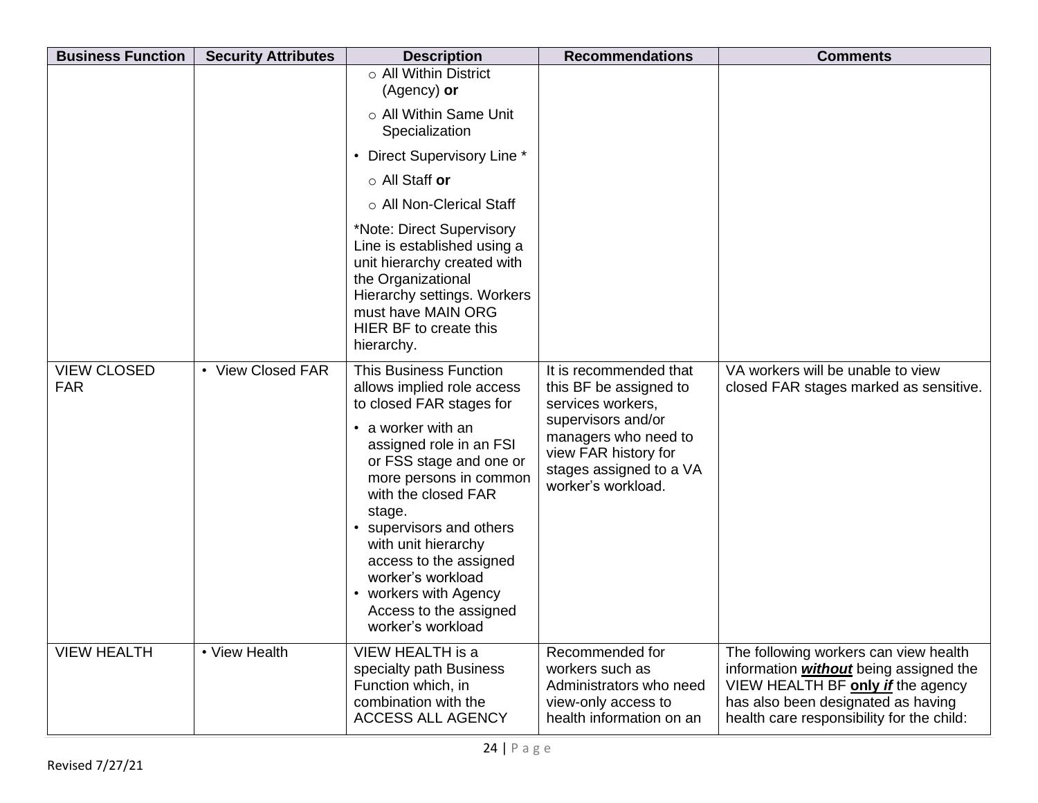| Business Function | Security Attributes | Description | Recommendations | Comments |
|---|---|---|---|---|
| | | ○ All Within District (Agency) **or**<br>○ All Within Same Unit Specialization<br>• Direct Supervisory Line *<br>○ All Staff **or**<br>○ All Non-Clerical Staff<br>*Note: Direct Supervisory Line is established using a unit hierarchy created with the Organizational Hierarchy settings. Workers must have MAIN ORG HIER BF to create this hierarchy. | | |
| VIEW CLOSED FAR | • View Closed FAR | This Business Function allows implied role access to closed FAR stages for<br>• a worker with an assigned role in an FSI or FSS stage and one or more persons in common with the closed FAR stage.<br>• supervisors and others with unit hierarchy access to the assigned worker's workload<br>• workers with Agency Access to the assigned worker's workload | It is recommended that this BF be assigned to services workers, supervisors and/or managers who need to view FAR history for stages assigned to a VA worker's workload. | VA workers will be unable to view closed FAR stages marked as sensitive. |
| VIEW HEALTH | • View Health | VIEW HEALTH is a specialty path Business Function which, in combination with the ACCESS ALL AGENCY | Recommended for workers such as Administrators who need view-only access to health information on an | The following workers can view health information ***without*** being assigned the VIEW HEALTH BF **only *if*** the agency has also been designated as having health care responsibility for the child: |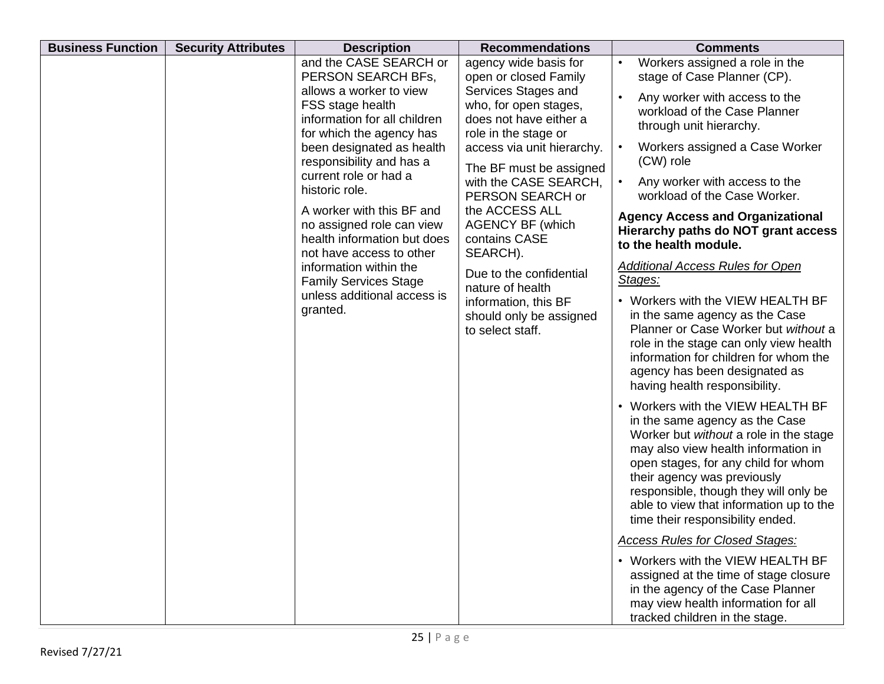| Business Function | Security Attributes | Description | Recommendations | Comments |
|---|---|---|---|---|
| | | and the CASE SEARCH or PERSON SEARCH BFs, allows a worker to view FSS stage health information for all children for which the agency has been designated as health responsibility and has a current role or had a historic role.<br><br>A worker with this BF and no assigned role can view health information but does not have access to other information within the Family Services Stage unless additional access is granted. | agency wide basis for open or closed Family Services Stages and who, for open stages, does not have either a role in the stage or access via unit hierarchy.<br><br>The BF must be assigned with the CASE SEARCH, PERSON SEARCH or the ACCESS ALL AGENCY BF (which contains CASE SEARCH).<br><br>Due to the confidential nature of health information, this BF should only be assigned to select staff. | • Workers assigned a role in the stage of Case Planner (CP).<br>• Any worker with access to the workload of the Case Planner through unit hierarchy.<br>• Workers assigned a Case Worker (CW) role<br>• Any worker with access to the workload of the Case Worker.<br><br>**Agency Access and Organizational Hierarchy paths do NOT grant access to the health module.**<br><br>*Additional Access Rules for Open Stages:*<br><br>• Workers with the VIEW HEALTH BF in the same agency as the Case Planner or Case Worker but *without* a role in the stage can only view health information for children for whom the agency has been designated as having health responsibility.<br><br>• Workers with the VIEW HEALTH BF in the same agency as the Case Worker but *without* a role in the stage may also view health information in open stages, for any child for whom their agency was previously responsible, though they will only be able to view that information up to the time their responsibility ended.<br><br>*Access Rules for Closed Stages:*<br><br>• Workers with the VIEW HEALTH BF assigned at the time of stage closure in the agency of the Case Planner may view health information for all tracked children in the stage. |

Revised 7/27/21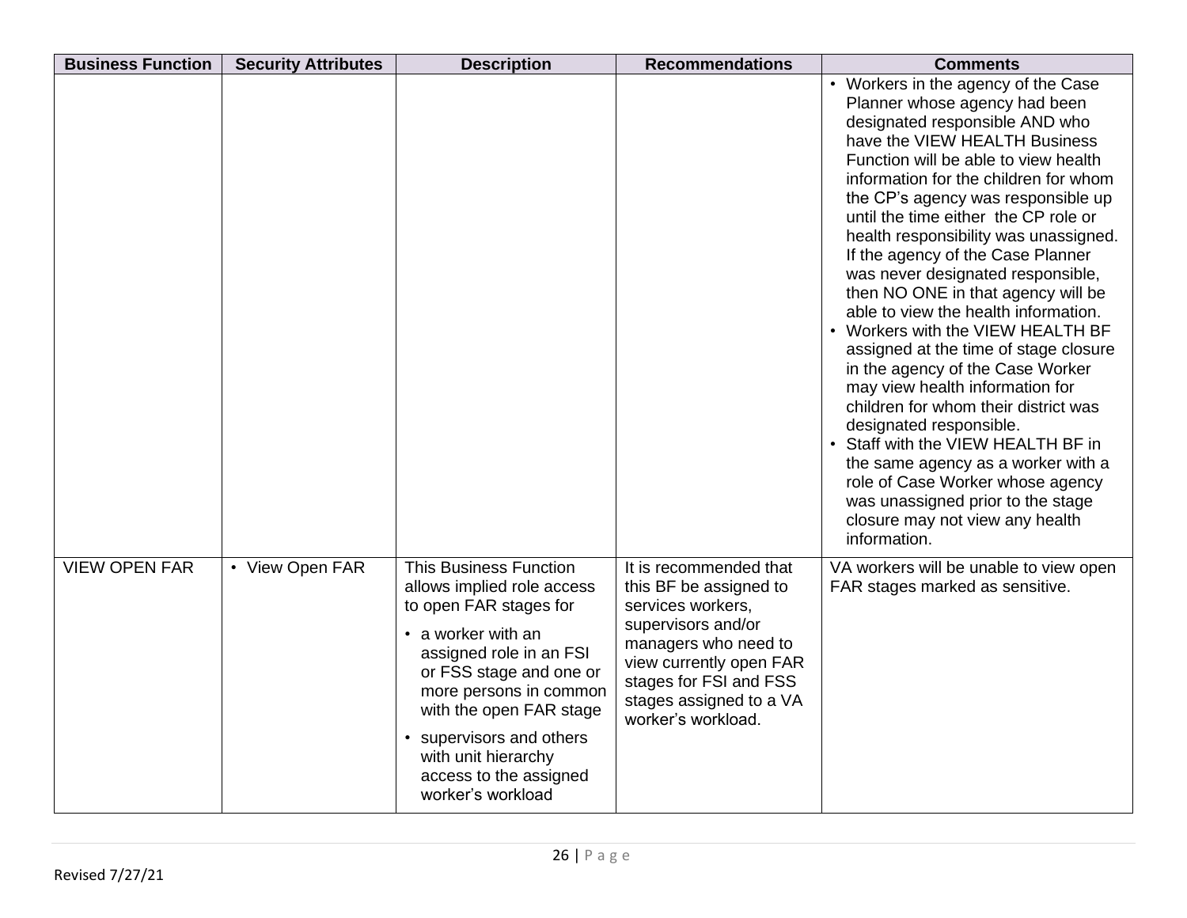| Business Function | Security Attributes | Description | Recommendations | Comments |
|---|---|---|---|---|
| | | | | • Workers in the agency of the Case Planner whose agency had been designated responsible AND who have the VIEW HEALTH Business Function will be able to view health information for the children for whom the CP's agency was responsible up until the time either the CP role or health responsibility was unassigned. If the agency of the Case Planner was never designated responsible, then NO ONE in that agency will be able to view the health information.<br>• Workers with the VIEW HEALTH BF assigned at the time of stage closure in the agency of the Case Worker may view health information for children for whom their district was designated responsible.<br>• Staff with the VIEW HEALTH BF in the same agency as a worker with a role of Case Worker whose agency was unassigned prior to the stage closure may not view any health information. |
| VIEW OPEN FAR | • View Open FAR | This Business Function allows implied role access to open FAR stages for<br>• a worker with an assigned role in an FSI or FSS stage and one or more persons in common with the open FAR stage<br>• supervisors and others with unit hierarchy access to the assigned worker's workload | It is recommended that this BF be assigned to services workers, supervisors and/or managers who need to view currently open FAR stages for FSI and FSS stages assigned to a VA worker's workload. | VA workers will be unable to view open FAR stages marked as sensitive. |

Revised 7/27/21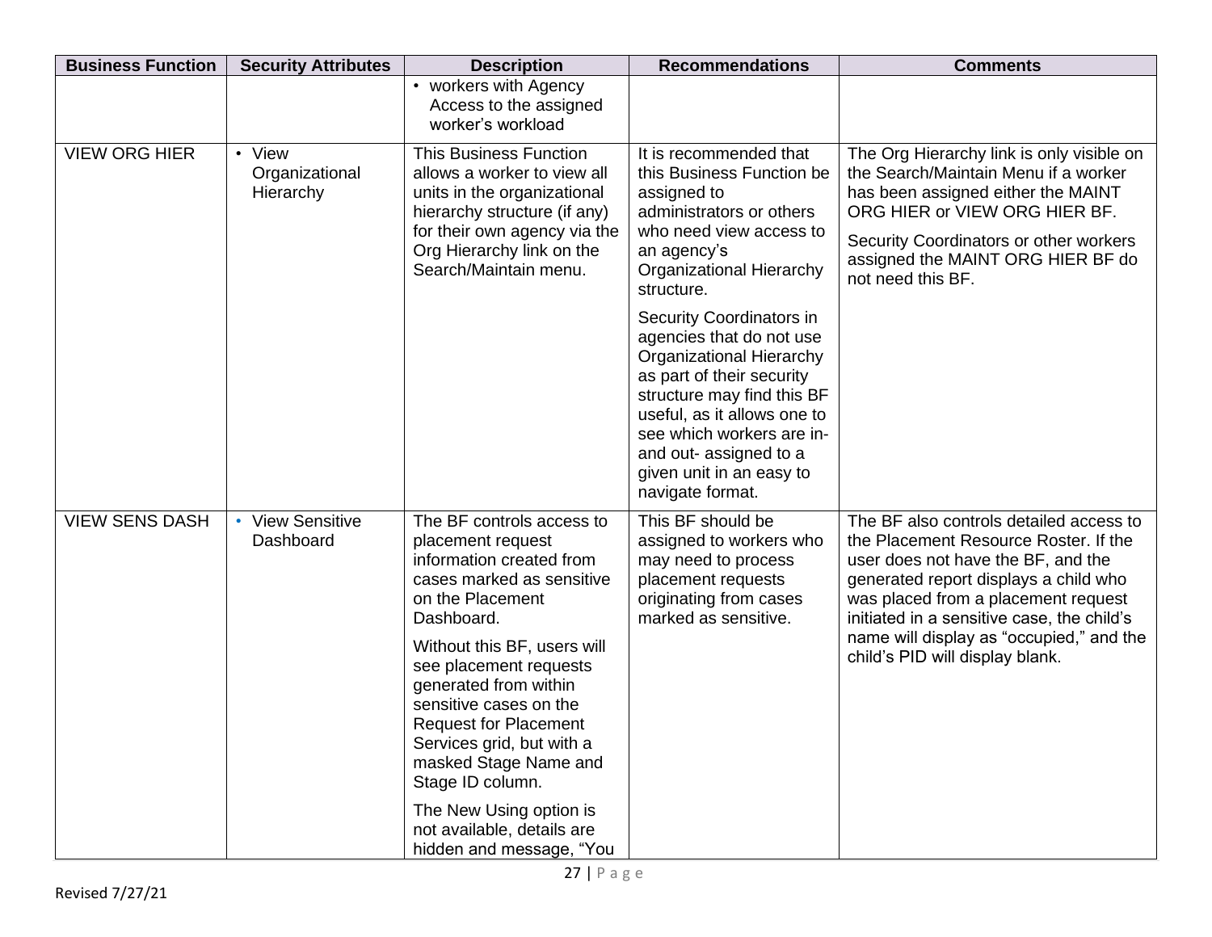| Business Function | Security Attributes | Description | Recommendations | Comments |
|---|---|---|---|---|
| | | • workers with Agency Access to the assigned worker's workload | | |
| VIEW ORG HIER | • View Organizational Hierarchy | This Business Function allows a worker to view all units in the organizational hierarchy structure (if any) for their own agency via the Org Hierarchy link on the Search/Maintain menu. | It is recommended that this Business Function be assigned to administrators or others who need view access to an agency's Organizational Hierarchy structure.<br><br>Security Coordinators in agencies that do not use Organizational Hierarchy as part of their security structure may find this BF useful, as it allows one to see which workers are in- and out- assigned to a given unit in an easy to navigate format. | The Org Hierarchy link is only visible on the Search/Maintain Menu if a worker has been assigned either the MAINT ORG HIER or VIEW ORG HIER BF.<br><br>Security Coordinators or other workers assigned the MAINT ORG HIER BF do not need this BF. |
| VIEW SENS DASH | • View Sensitive Dashboard | The BF controls access to placement request information created from cases marked as sensitive on the Placement Dashboard.<br><br>Without this BF, users will see placement requests generated from within sensitive cases on the Request for Placement Services grid, but with a masked Stage Name and Stage ID column.<br><br>The New Using option is not available, details are hidden and message, "You | This BF should be assigned to workers who may need to process placement requests originating from cases marked as sensitive. | The BF also controls detailed access to the Placement Resource Roster. If the user does not have the BF, and the generated report displays a child who was placed from a placement request initiated in a sensitive case, the child's name will display as "occupied," and the child's PID will display blank. |

Revised 7/27/21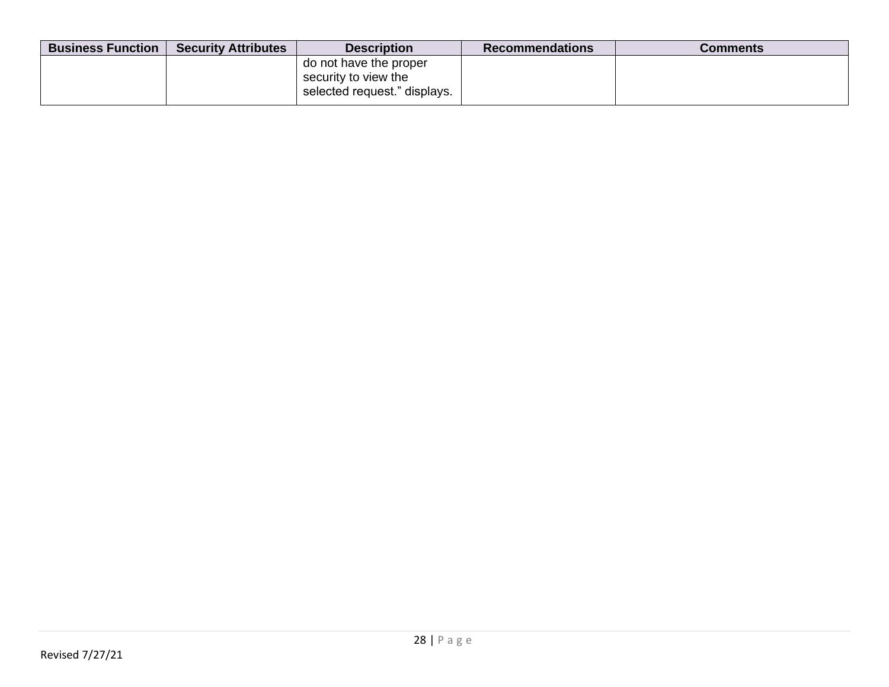| Business Function | Security Attributes | Description | Recommendations | Comments |
| --- | --- | --- | --- | --- |
| | | do not have the proper security to view the selected request." displays. | | |

Revised 7/27/21